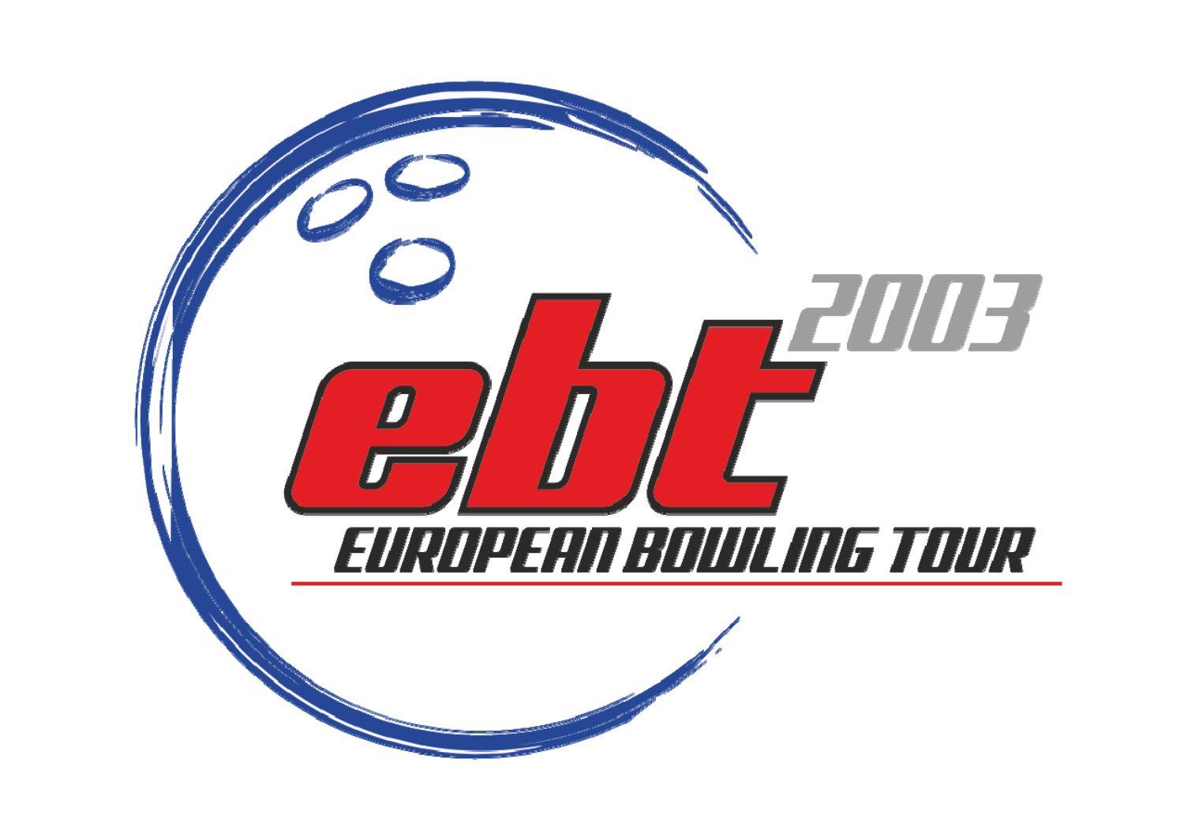# ebt 2003

## EUROPEAN BOWLING TOUR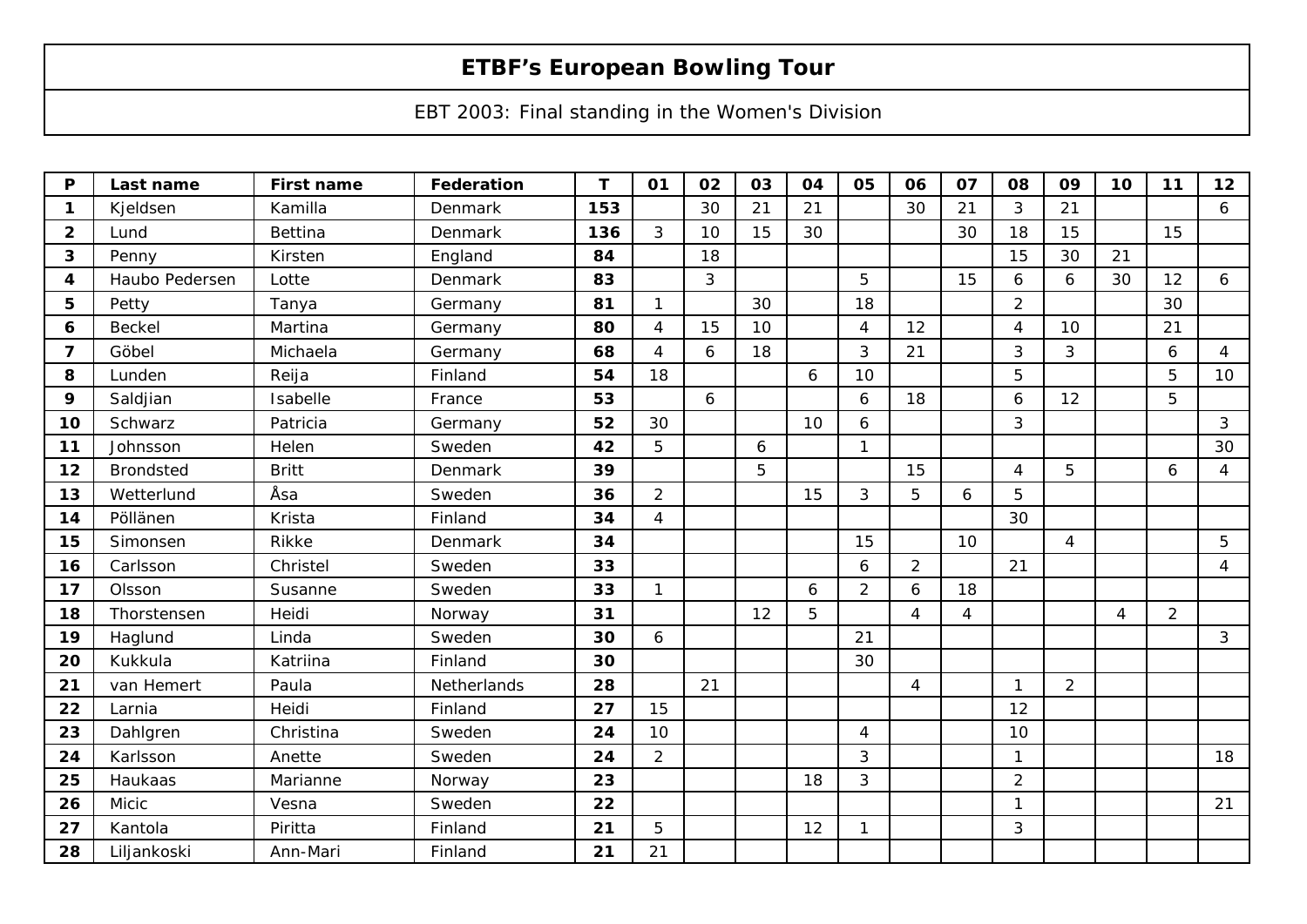# ETBF's European Bowling Tour

EBT 2003: Final standing in the Women's Division

| P | Last name | First name | Federation | T | 01 | 02 | 03 | 04 | 05 | 06 | 07 | 08 | 09 | 10 | 11 | 12 |
|---|---|---|---|---|---|---|---|---|---|---|---|---|---|---|---|---|
| **1** | Kjeldsen | Kamilla | Denmark | **153** | | 30 | 21 | 21 | | 30 | 21 | 3 | 21 | | | 6 |
| **2** | Lund | Bettina | Denmark | **136** | 3 | 10 | 15 | 30 | | | 30 | 18 | 15 | | 15 | |
| **3** | Penny | Kirsten | England | **84** | | 18 | | | | | | 15 | 30 | 21 | | |
| **4** | Haubo Pedersen | Lotte | Denmark | **83** | | 3 | | | 5 | | 15 | 6 | 6 | 30 | 12 | 6 |
| **5** | Petty | Tanya | Germany | **81** | 1 | | 30 | | 18 | | | 2 | | | 30 | |
| **6** | Beckel | Martina | Germany | **80** | 4 | 15 | 10 | | 4 | 12 | | 4 | 10 | | 21 | |
| **7** | Göbel | Michaela | Germany | **68** | 4 | 6 | 18 | | 3 | 21 | | 3 | 3 | | 6 | 4 |
| **8** | Lunden | Reija | Finland | **54** | 18 | | | 6 | 10 | | | 5 | | | 5 | 10 |
| **9** | Saldjian | Isabelle | France | **53** | | 6 | | | 6 | 18 | | 6 | 12 | | 5 | |
| **10** | Schwarz | Patricia | Germany | **52** | 30 | | | 10 | 6 | | | 3 | | | | 3 |
| **11** | Johnsson | Helen | Sweden | **42** | 5 | | 6 | | 1 | | | | | | | 30 |
| **12** | Brondsted | Britt | Denmark | **39** | | | 5 | | | 15 | | 4 | 5 | | 6 | 4 |
| **13** | Wetterlund | Åsa | Sweden | **36** | 2 | | | 15 | 3 | 5 | 6 | 5 | | | | |
| **14** | Pöllänen | Krista | Finland | **34** | 4 | | | | | | | 30 | | | | |
| **15** | Simonsen | Rikke | Denmark | **34** | | | | | 15 | | 10 | | 4 | | | 5 |
| **16** | Carlsson | Christel | Sweden | **33** | | | | | 6 | 2 | | 21 | | | | 4 |
| **17** | Olsson | Susanne | Sweden | **33** | 1 | | | 6 | 2 | 6 | 18 | | | | | |
| **18** | Thorstensen | Heidi | Norway | **31** | | | 12 | 5 | | 4 | 4 | | | 4 | 2 | |
| **19** | Haglund | Linda | Sweden | **30** | 6 | | | | 21 | | | | | | | 3 |
| **20** | Kukkula | Katriina | Finland | **30** | | | | | 30 | | | | | | | |
| **21** | van Hemert | Paula | Netherlands | **28** | | 21 | | | | 4 | | 1 | 2 | | | |
| **22** | Larnia | Heidi | Finland | **27** | 15 | | | | | | | 12 | | | | |
| **23** | Dahlgren | Christina | Sweden | **24** | 10 | | | | 4 | | | 10 | | | | |
| **24** | Karlsson | Anette | Sweden | **24** | 2 | | | | 3 | | | 1 | | | | 18 |
| **25** | Haukaas | Marianne | Norway | **23** | | | | 18 | 3 | | | 2 | | | | |
| **26** | Micic | Vesna | Sweden | **22** | | | | | | | | 1 | | | | 21 |
| **27** | Kantola | Piritta | Finland | **21** | 5 | | | 12 | 1 | | | 3 | | | | |
| **28** | Liljankoski | Ann-Mari | Finland | **21** | 21 | | | | | | | | | | | |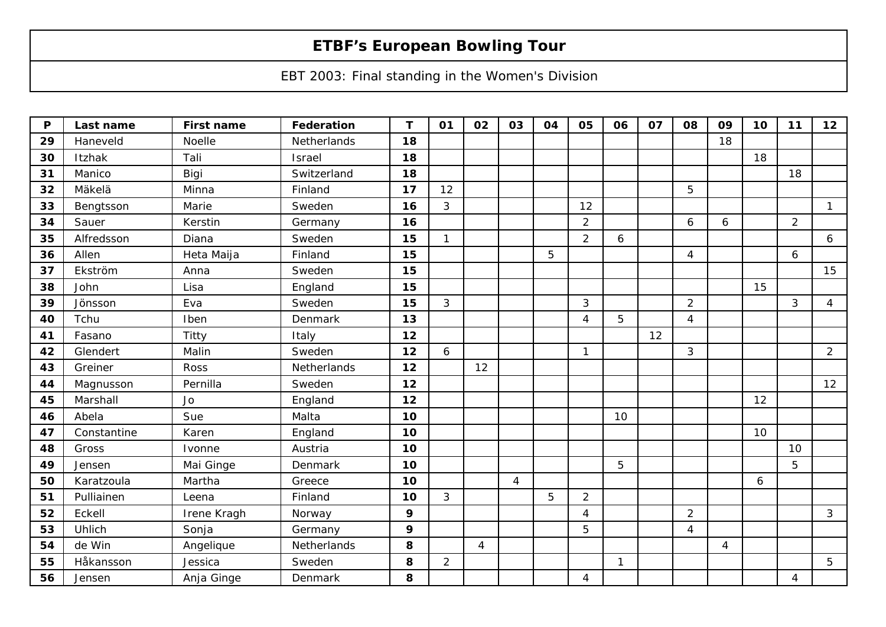# ETBF's European Bowling Tour

EBT 2003: Final standing in the Women's Division

| P | Last name | First name | Federation | T | 01 | 02 | 03 | 04 | 05 | 06 | 07 | 08 | 09 | 10 | 11 | 12 |
|---|---|---|---|---|---|---|---|---|---|---|---|---|---|---|---|---|
| **29** | Haneveld | Noelle | Netherlands | **18** | | | | | | | | | 18 | | | |
| **30** | Itzhak | Tali | Israel | **18** | | | | | | | | | | 18 | | |
| **31** | Manico | Bigi | Switzerland | **18** | | | | | | | | | | | 18 | |
| **32** | Mäkelä | Minna | Finland | **17** | 12 | | | | | | | 5 | | | | |
| **33** | Bengtsson | Marie | Sweden | **16** | 3 | | | | 12 | | | | | | | 1 |
| **34** | Sauer | Kerstin | Germany | **16** | | | | | 2 | | | 6 | 6 | | 2 | |
| **35** | Alfredsson | Diana | Sweden | **15** | 1 | | | | 2 | 6 | | | | | | 6 |
| **36** | Allen | Heta Maija | Finland | **15** | | | | 5 | | | | 4 | | | 6 | |
| **37** | Ekström | Anna | Sweden | **15** | | | | | | | | | | | | 15 |
| **38** | John | Lisa | England | **15** | | | | | | | | | | 15 | | |
| **39** | Jönsson | Eva | Sweden | **15** | 3 | | | | 3 | | | 2 | | | 3 | 4 |
| **40** | Tchu | Iben | Denmark | **13** | | | | | 4 | 5 | | 4 | | | | |
| **41** | Fasano | Titty | Italy | **12** | | | | | | | 12 | | | | | |
| **42** | Glendert | Malin | Sweden | **12** | 6 | | | | 1 | | | 3 | | | | 2 |
| **43** | Greiner | Ross | Netherlands | **12** | | 12 | | | | | | | | | | |
| **44** | Magnusson | Pernilla | Sweden | **12** | | | | | | | | | | | | 12 |
| **45** | Marshall | Jo | England | **12** | | | | | | | | | | 12 | | |
| **46** | Abela | Sue | Malta | **10** | | | | | | 10 | | | | | | |
| **47** | Constantine | Karen | England | **10** | | | | | | | | | | 10 | | |
| **48** | Gross | Ivonne | Austria | **10** | | | | | | | | | | | 10 | |
| **49** | Jensen | Mai Ginge | Denmark | **10** | | | | | | 5 | | | | | 5 | |
| **50** | Karatzoula | Martha | Greece | **10** | | | 4 | | | | | | | 6 | | |
| **51** | Pulliainen | Leena | Finland | **10** | 3 | | | 5 | 2 | | | | | | | |
| **52** | Eckell | Irene Kragh | Norway | **9** | | | | | 4 | | | 2 | | | | 3 |
| **53** | Uhlich | Sonja | Germany | **9** | | | | | 5 | | | 4 | | | | |
| **54** | de Win | Angelique | Netherlands | **8** | | 4 | | | | | | | 4 | | | |
| **55** | Håkansson | Jessica | Sweden | **8** | 2 | | | | | 1 | | | | | | 5 |
| **56** | Jensen | Anja Ginge | Denmark | **8** | | | | | 4 | | | | | | 4 | |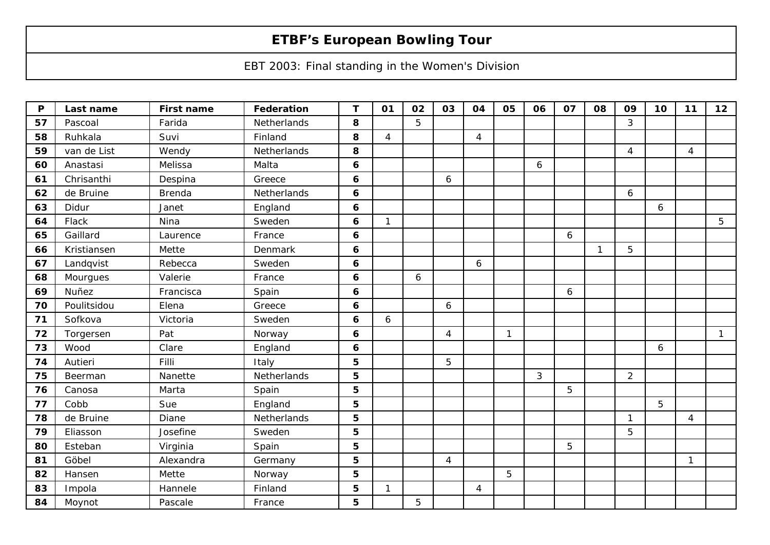# ETBF's European Bowling Tour

EBT 2003: Final standing in the Women's Division

| P | Last name | First name | Federation | T | 01 | 02 | 03 | 04 | 05 | 06 | 07 | 08 | 09 | 10 | 11 | 12 |
|---|---|---|---|---|---|---|---|---|---|---|---|---|---|---|---|---|
| **57** | Pascoal | Farida | Netherlands | **8** | | 5 | | | | | | | 3 | | | |
| **58** | Ruhkala | Suvi | Finland | **8** | 4 | | | 4 | | | | | | | | |
| **59** | van de List | Wendy | Netherlands | **8** | | | | | | | | | 4 | | 4 | |
| **60** | Anastasi | Melissa | Malta | **6** | | | | | | 6 | | | | | | |
| **61** | Chrisanthi | Despina | Greece | **6** | | | 6 | | | | | | | | | |
| **62** | de Bruine | Brenda | Netherlands | **6** | | | | | | | | | 6 | | | |
| **63** | Didur | Janet | England | **6** | | | | | | | | | | 6 | | |
| **64** | Flack | Nina | Sweden | **6** | 1 | | | | | | | | | | | 5 |
| **65** | Gaillard | Laurence | France | **6** | | | | | | | 6 | | | | | |
| **66** | Kristiansen | Mette | Denmark | **6** | | | | | | | | 1 | 5 | | | |
| **67** | Landqvist | Rebecca | Sweden | **6** | | | | 6 | | | | | | | | |
| **68** | Mourgues | Valerie | France | **6** | | 6 | | | | | | | | | | |
| **69** | Nuñez | Francisca | Spain | **6** | | | | | | | 6 | | | | | |
| **70** | Poulitsidou | Elena | Greece | **6** | | | 6 | | | | | | | | | |
| **71** | Sofkova | Victoria | Sweden | **6** | 6 | | | | | | | | | | | |
| **72** | Torgersen | Pat | Norway | **6** | | | 4 | | 1 | | | | | | | 1 |
| **73** | Wood | Clare | England | **6** | | | | | | | | | | 6 | | |
| **74** | Autieri | Filli | Italy | **5** | | | 5 | | | | | | | | | |
| **75** | Beerman | Nanette | Netherlands | **5** | | | | | | 3 | | | 2 | | | |
| **76** | Canosa | Marta | Spain | **5** | | | | | | | 5 | | | | | |
| **77** | Cobb | Sue | England | **5** | | | | | | | | | | 5 | | |
| **78** | de Bruine | Diane | Netherlands | **5** | | | | | | | | | 1 | | 4 | |
| **79** | Eliasson | Josefine | Sweden | **5** | | | | | | | | | 5 | | | |
| **80** | Esteban | Virginia | Spain | **5** | | | | | | | 5 | | | | | |
| **81** | Göbel | Alexandra | Germany | **5** | | | 4 | | | | | | | | 1 | |
| **82** | Hansen | Mette | Norway | **5** | | | | | 5 | | | | | | | |
| **83** | Impola | Hannele | Finland | **5** | 1 | | | 4 | | | | | | | | |
| **84** | Moynot | Pascale | France | **5** | | 5 | | | | | | | | | | |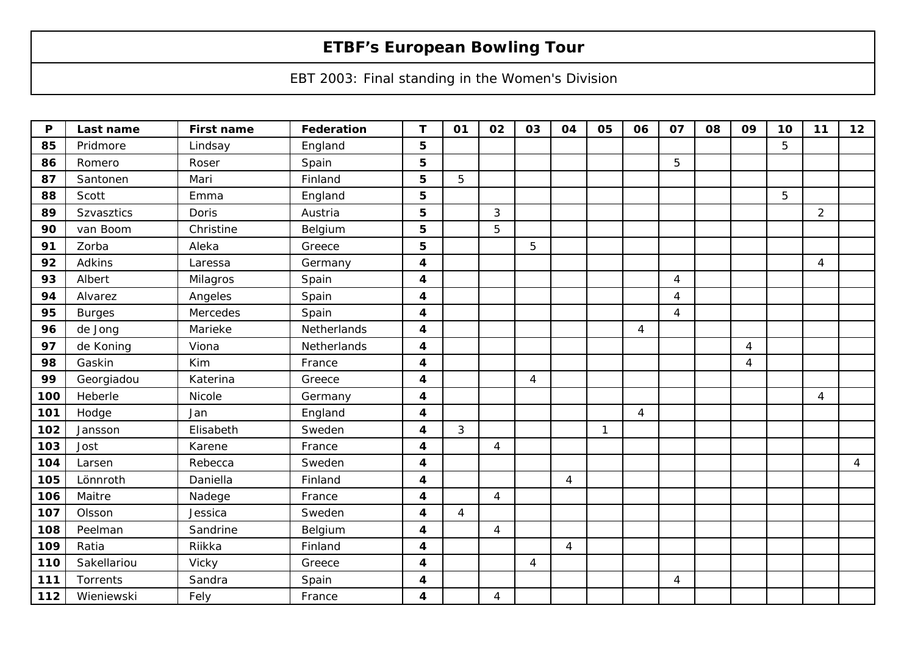# ETBF's European Bowling Tour

EBT 2003: Final standing in the Women's Division

| P | Last name | First name | Federation | T | 01 | 02 | 03 | 04 | 05 | 06 | 07 | 08 | 09 | 10 | 11 | 12 |
|---|---|---|---|---|---|---|---|---|---|---|---|---|---|---|---|---|
| 85 | Pridmore | Lindsay | England | 5 | | | | | | | | | | 5 | | |
| 86 | Romero | Roser | Spain | 5 | | | | | | | 5 | | | | | |
| 87 | Santonen | Mari | Finland | 5 | 5 | | | | | | | | | | | |
| 88 | Scott | Emma | England | 5 | | | | | | | | | | 5 | | |
| 89 | Szvasztics | Doris | Austria | 5 | | 3 | | | | | | | | | 2 | |
| 90 | van Boom | Christine | Belgium | 5 | | 5 | | | | | | | | | | |
| 91 | Zorba | Aleka | Greece | 5 | | | 5 | | | | | | | | | |
| 92 | Adkins | Laressa | Germany | 4 | | | | | | | | | | | 4 | |
| 93 | Albert | Milagros | Spain | 4 | | | | | | | 4 | | | | | |
| 94 | Alvarez | Angeles | Spain | 4 | | | | | | | 4 | | | | | |
| 95 | Burges | Mercedes | Spain | 4 | | | | | | | 4 | | | | | |
| 96 | de Jong | Marieke | Netherlands | 4 | | | | | | 4 | | | | | | |
| 97 | de Koning | Viona | Netherlands | 4 | | | | | | | | | 4 | | | |
| 98 | Gaskin | Kim | France | 4 | | | | | | | | | 4 | | | |
| 99 | Georgiadou | Katerina | Greece | 4 | | | 4 | | | | | | | | | |
| 100 | Heberle | Nicole | Germany | 4 | | | | | | | | | | | 4 | |
| 101 | Hodge | Jan | England | 4 | | | | | | 4 | | | | | | |
| 102 | Jansson | Elisabeth | Sweden | 4 | 3 | | | | 1 | | | | | | | |
| 103 | Jost | Karene | France | 4 | | 4 | | | | | | | | | | |
| 104 | Larsen | Rebecca | Sweden | 4 | | | | | | | | | | | | 4 |
| 105 | Lönnroth | Daniella | Finland | 4 | | | | 4 | | | | | | | | |
| 106 | Maitre | Nadege | France | 4 | | 4 | | | | | | | | | | |
| 107 | Olsson | Jessica | Sweden | 4 | 4 | | | | | | | | | | | |
| 108 | Peelman | Sandrine | Belgium | 4 | | 4 | | | | | | | | | | |
| 109 | Ratia | Riikka | Finland | 4 | | | | 4 | | | | | | | | |
| 110 | Sakellariou | Vicky | Greece | 4 | | | 4 | | | | | | | | | |
| 111 | Torrents | Sandra | Spain | 4 | | | | | | | 4 | | | | | |
| 112 | Wieniewski | Fely | France | 4 | | 4 | | | | | | | | | | |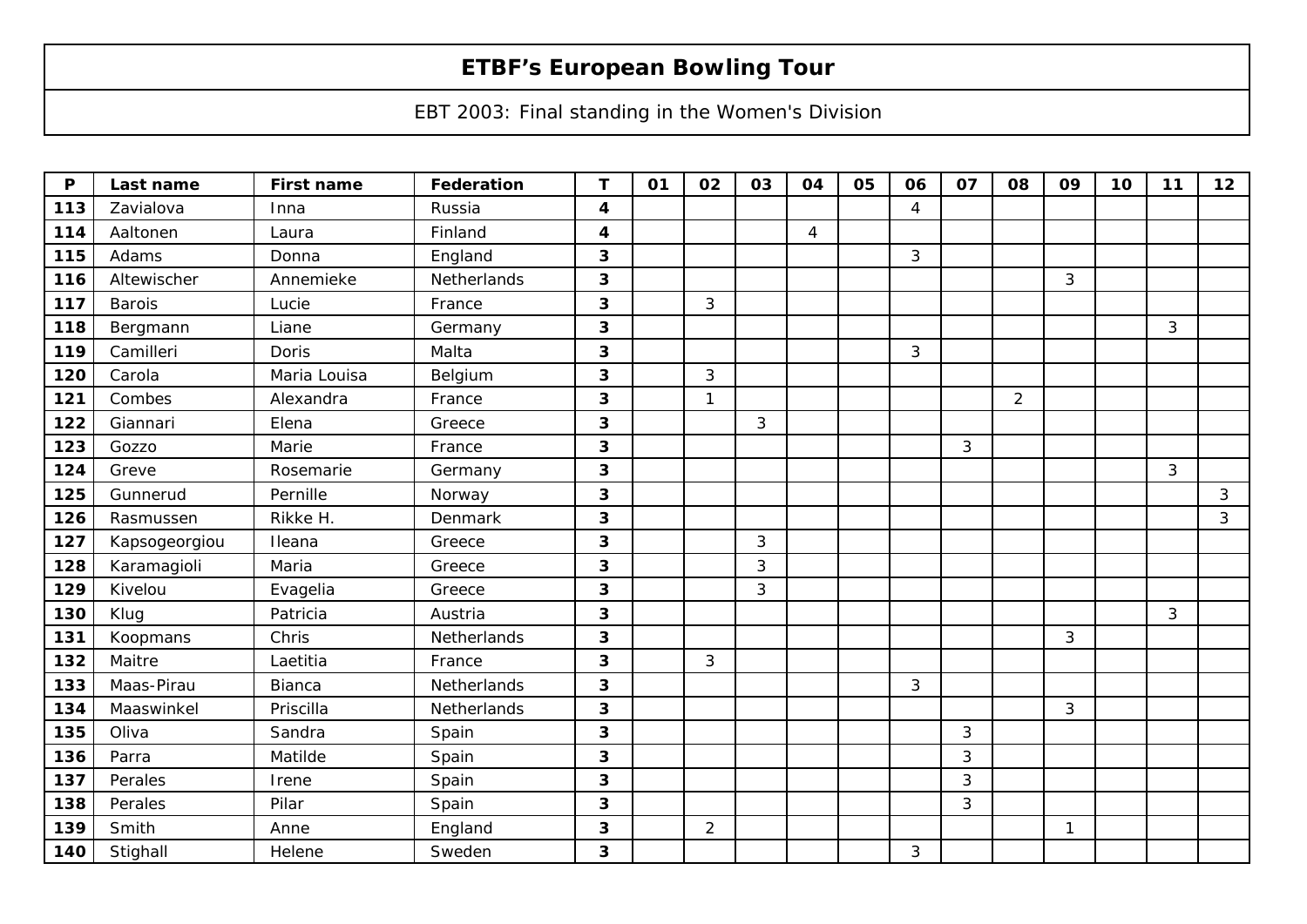# ETBF's European Bowling Tour

EBT 2003: Final standing in the Women's Division

| P | Last name | First name | Federation | T | 01 | 02 | 03 | 04 | 05 | 06 | 07 | 08 | 09 | 10 | 11 | 12 |
|---|---|---|---|---|---|---|---|---|---|---|---|---|---|---|---|---|
| 113 | Zavialova | Inna | Russia | 4 | | | | | | 4 | | | | | | |
| 114 | Aaltonen | Laura | Finland | 4 | | | | 4 | | | | | | | | |
| 115 | Adams | Donna | England | 3 | | | | | | 3 | | | | | | |
| 116 | Altewischer | Annemieke | Netherlands | 3 | | | | | | | | | 3 | | | |
| 117 | Barois | Lucie | France | 3 | | 3 | | | | | | | | | | |
| 118 | Bergmann | Liane | Germany | 3 | | | | | | | | | | | 3 | |
| 119 | Camilleri | Doris | Malta | 3 | | | | | | 3 | | | | | | |
| 120 | Carola | Maria Louisa | Belgium | 3 | | 3 | | | | | | | | | | |
| 121 | Combes | Alexandra | France | 3 | | 1 | | | | | | 2 | | | | |
| 122 | Giannari | Elena | Greece | 3 | | | 3 | | | | | | | | | |
| 123 | Gozzo | Marie | France | 3 | | | | | | | 3 | | | | | |
| 124 | Greve | Rosemarie | Germany | 3 | | | | | | | | | | | 3 | |
| 125 | Gunnerud | Pernille | Norway | 3 | | | | | | | | | | | | 3 |
| 126 | Rasmussen | Rikke H. | Denmark | 3 | | | | | | | | | | | | 3 |
| 127 | Kapsogeorgiou | Ileana | Greece | 3 | | | 3 | | | | | | | | | |
| 128 | Karamagioli | Maria | Greece | 3 | | | 3 | | | | | | | | | |
| 129 | Kivelou | Evagelia | Greece | 3 | | | 3 | | | | | | | | | |
| 130 | Klug | Patricia | Austria | 3 | | | | | | | | | | | 3 | |
| 131 | Koopmans | Chris | Netherlands | 3 | | | | | | | | | 3 | | | |
| 132 | Maitre | Laetitia | France | 3 | | 3 | | | | | | | | | | |
| 133 | Maas-Pirau | Bianca | Netherlands | 3 | | | | | | 3 | | | | | | |
| 134 | Maaswinkel | Priscilla | Netherlands | 3 | | | | | | | | | 3 | | | |
| 135 | Oliva | Sandra | Spain | 3 | | | | | | | 3 | | | | | |
| 136 | Parra | Matilde | Spain | 3 | | | | | | | 3 | | | | | |
| 137 | Perales | Irene | Spain | 3 | | | | | | | 3 | | | | | |
| 138 | Perales | Pilar | Spain | 3 | | | | | | | 3 | | | | | |
| 139 | Smith | Anne | England | 3 | | 2 | | | | | | | 1 | | | |
| 140 | Stighall | Helene | Sweden | 3 | | | | | | 3 | | | | | | |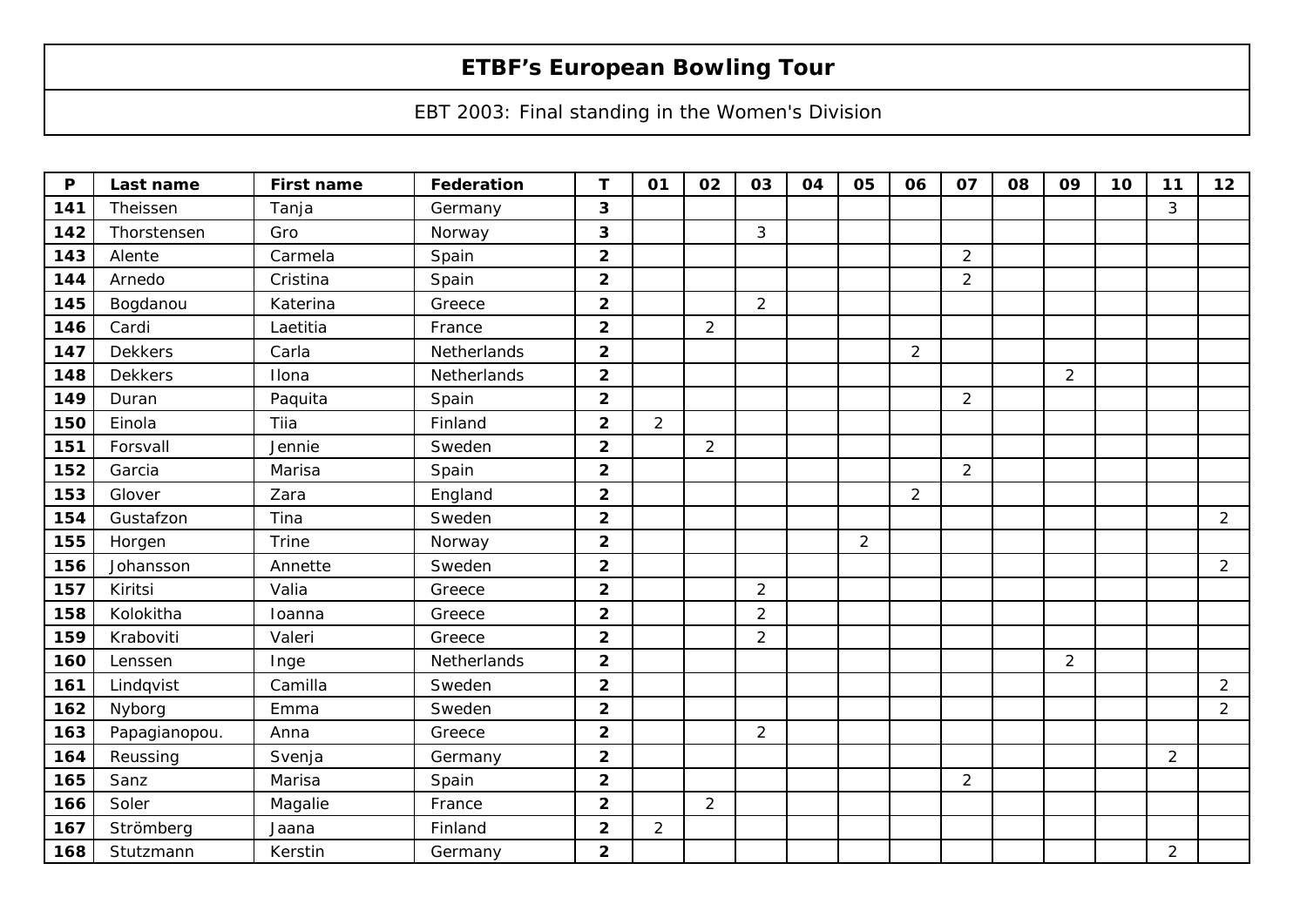# ETBF's European Bowling Tour

EBT 2003: Final standing in the Women's Division

| P | Last name | First name | Federation | T | 01 | 02 | 03 | 04 | 05 | 06 | 07 | 08 | 09 | 10 | 11 | 12 |
|---|---|---|---|---|---|---|---|---|---|---|---|---|---|---|---|---|
| **141** | Theissen | Tanja | Germany | **3** | | | | | | | | | | | 3 | |
| **142** | Thorstensen | Gro | Norway | **3** | | | 3 | | | | | | | | | |
| **143** | Alente | Carmela | Spain | **2** | | | | | | | 2 | | | | | |
| **144** | Arnedo | Cristina | Spain | **2** | | | | | | | 2 | | | | | |
| **145** | Bogdanou | Katerina | Greece | **2** | | | 2 | | | | | | | | | |
| **146** | Cardi | Laetitia | France | **2** | | 2 | | | | | | | | | | |
| **147** | Dekkers | Carla | Netherlands | **2** | | | | | | 2 | | | | | | |
| **148** | Dekkers | Ilona | Netherlands | **2** | | | | | | | | | 2 | | | |
| **149** | Duran | Paquita | Spain | **2** | | | | | | | 2 | | | | | |
| **150** | Einola | Tiia | Finland | **2** | 2 | | | | | | | | | | | |
| **151** | Forsvall | Jennie | Sweden | **2** | | 2 | | | | | | | | | | |
| **152** | Garcia | Marisa | Spain | **2** | | | | | | | 2 | | | | | |
| **153** | Glover | Zara | England | **2** | | | | | | 2 | | | | | | |
| **154** | Gustafzon | Tina | Sweden | **2** | | | | | | | | | | | | 2 |
| **155** | Horgen | Trine | Norway | **2** | | | | | 2 | | | | | | | |
| **156** | Johansson | Annette | Sweden | **2** | | | | | | | | | | | | 2 |
| **157** | Kiritsi | Valia | Greece | **2** | | | 2 | | | | | | | | | |
| **158** | Kolokitha | Ioanna | Greece | **2** | | | 2 | | | | | | | | | |
| **159** | Kraboviti | Valeri | Greece | **2** | | | 2 | | | | | | | | | |
| **160** | Lenssen | Inge | Netherlands | **2** | | | | | | | | | 2 | | | |
| **161** | Lindqvist | Camilla | Sweden | **2** | | | | | | | | | | | | 2 |
| **162** | Nyborg | Emma | Sweden | **2** | | | | | | | | | | | | 2 |
| **163** | Papagianopou. | Anna | Greece | **2** | | | 2 | | | | | | | | | |
| **164** | Reussing | Svenja | Germany | **2** | | | | | | | | | | | 2 | |
| **165** | Sanz | Marisa | Spain | **2** | | | | | | | 2 | | | | | |
| **166** | Soler | Magalie | France | **2** | | 2 | | | | | | | | | | |
| **167** | Strömberg | Jaana | Finland | **2** | 2 | | | | | | | | | | | |
| **168** | Stutzmann | Kerstin | Germany | **2** | | | | | | | | | | | 2 | |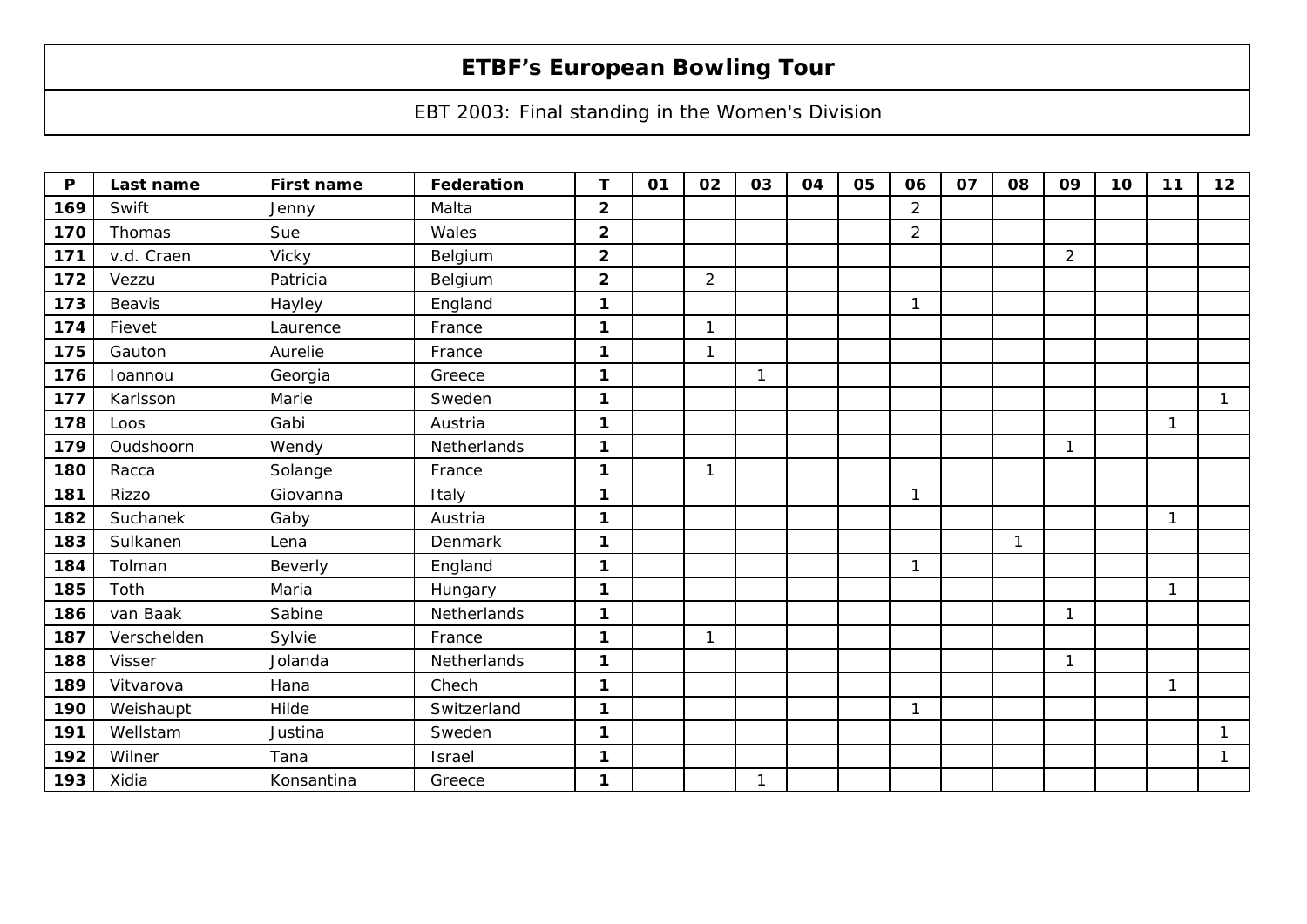# ETBF's European Bowling Tour

EBT 2003: Final standing in the Women's Division

| P | Last name | First name | Federation | T | 01 | 02 | 03 | 04 | 05 | 06 | 07 | 08 | 09 | 10 | 11 | 12 |
|---|---|---|---|---|---|---|---|---|---|---|---|---|---|---|---|---|
| 169 | Swift | Jenny | Malta | 2 | | | | | | 2 | | | | | | |
| 170 | Thomas | Sue | Wales | 2 | | | | | | 2 | | | | | | |
| 171 | v.d. Craen | Vicky | Belgium | 2 | | | | | | | | | 2 | | | |
| 172 | Vezzu | Patricia | Belgium | 2 | | 2 | | | | | | | | | | |
| 173 | Beavis | Hayley | England | 1 | | | | | | 1 | | | | | | |
| 174 | Fievet | Laurence | France | 1 | | 1 | | | | | | | | | | |
| 175 | Gauton | Aurelie | France | 1 | | 1 | | | | | | | | | | |
| 176 | Ioannou | Georgia | Greece | 1 | | | 1 | | | | | | | | | |
| 177 | Karlsson | Marie | Sweden | 1 | | | | | | | | | | | | 1 |
| 178 | Loos | Gabi | Austria | 1 | | | | | | | | | | | 1 | |
| 179 | Oudshoorn | Wendy | Netherlands | 1 | | | | | | | | | 1 | | | |
| 180 | Racca | Solange | France | 1 | | 1 | | | | | | | | | | |
| 181 | Rizzo | Giovanna | Italy | 1 | | | | | | 1 | | | | | | |
| 182 | Suchanek | Gaby | Austria | 1 | | | | | | | | | | | 1 | |
| 183 | Sulkanen | Lena | Denmark | 1 | | | | | | | | 1 | | | | |
| 184 | Tolman | Beverly | England | 1 | | | | | | 1 | | | | | | |
| 185 | Toth | Maria | Hungary | 1 | | | | | | | | | | | 1 | |
| 186 | van Baak | Sabine | Netherlands | 1 | | | | | | | | | 1 | | | |
| 187 | Verschelden | Sylvie | France | 1 | | 1 | | | | | | | | | | |
| 188 | Visser | Jolanda | Netherlands | 1 | | | | | | | | | 1 | | | |
| 189 | Vitvarova | Hana | Chech | 1 | | | | | | | | | | | 1 | |
| 190 | Weishaupt | Hilde | Switzerland | 1 | | | | | | 1 | | | | | | |
| 191 | Wellstam | Justina | Sweden | 1 | | | | | | | | | | | | 1 |
| 192 | Wilner | Tana | Israel | 1 | | | | | | | | | | | | 1 |
| 193 | Xidia | Konsantina | Greece | 1 | | | 1 | | | | | | | | | |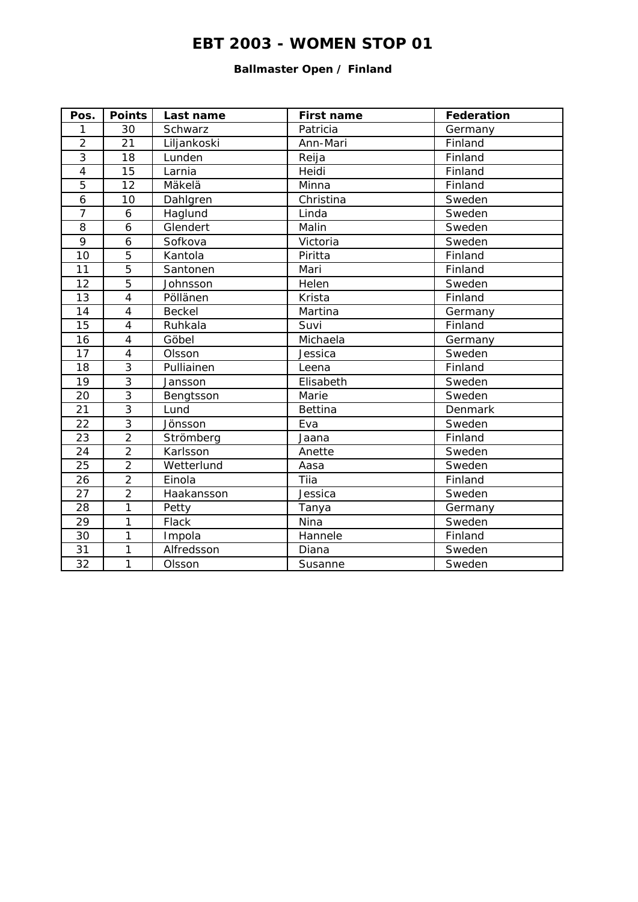# EBT 2003 - WOMEN STOP 01

**Ballmaster Open / Finland**

| Pos. | Points | Last name | First name | Federation |
|---|---|---|---|---|
| 1 | 30 | Schwarz | Patricia | Germany |
| 2 | 21 | Liljankoski | Ann-Mari | Finland |
| 3 | 18 | Lunden | Reija | Finland |
| 4 | 15 | Larnia | Heidi | Finland |
| 5 | 12 | Mäkelä | Minna | Finland |
| 6 | 10 | Dahlgren | Christina | Sweden |
| 7 | 6 | Haglund | Linda | Sweden |
| 8 | 6 | Glendert | Malin | Sweden |
| 9 | 6 | Sofkova | Victoria | Sweden |
| 10 | 5 | Kantola | Piritta | Finland |
| 11 | 5 | Santonen | Mari | Finland |
| 12 | 5 | Johnsson | Helen | Sweden |
| 13 | 4 | Pöllänen | Krista | Finland |
| 14 | 4 | Beckel | Martina | Germany |
| 15 | 4 | Ruhkala | Suvi | Finland |
| 16 | 4 | Göbel | Michaela | Germany |
| 17 | 4 | Olsson | Jessica | Sweden |
| 18 | 3 | Pulliainen | Leena | Finland |
| 19 | 3 | Jansson | Elisabeth | Sweden |
| 20 | 3 | Bengtsson | Marie | Sweden |
| 21 | 3 | Lund | Bettina | Denmark |
| 22 | 3 | Jönsson | Eva | Sweden |
| 23 | 2 | Strömberg | Jaana | Finland |
| 24 | 2 | Karlsson | Anette | Sweden |
| 25 | 2 | Wetterlund | Aasa | Sweden |
| 26 | 2 | Einola | Tiia | Finland |
| 27 | 2 | Haakansson | Jessica | Sweden |
| 28 | 1 | Petty | Tanya | Germany |
| 29 | 1 | Flack | Nina | Sweden |
| 30 | 1 | Impola | Hannele | Finland |
| 31 | 1 | Alfredsson | Diana | Sweden |
| 32 | 1 | Olsson | Susanne | Sweden |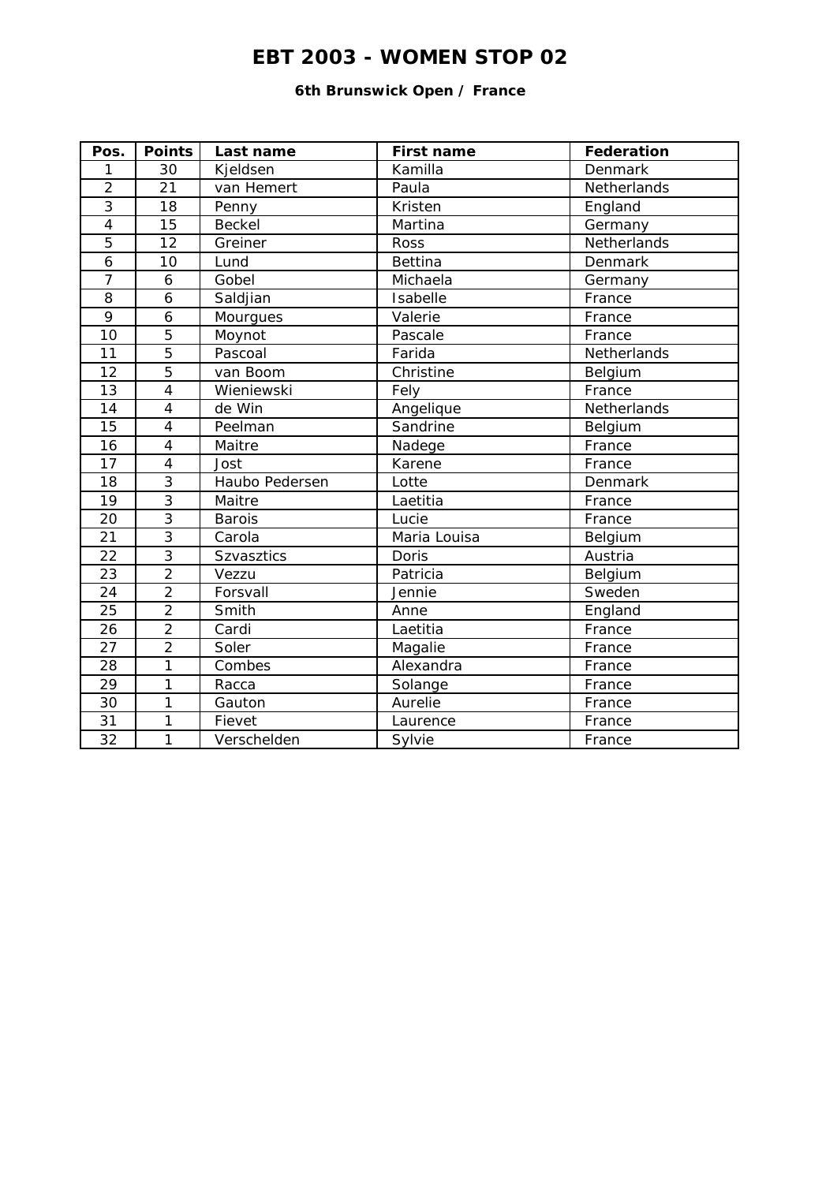# EBT 2003 - WOMEN STOP 02

### 6th Brunswick Open / France

| Pos. | Points | Last name | First name | Federation |
|---|---|---|---|---|
| 1 | 30 | Kjeldsen | Kamilla | Denmark |
| 2 | 21 | van Hemert | Paula | Netherlands |
| 3 | 18 | Penny | Kristen | England |
| 4 | 15 | Beckel | Martina | Germany |
| 5 | 12 | Greiner | Ross | Netherlands |
| 6 | 10 | Lund | Bettina | Denmark |
| 7 | 6 | Gobel | Michaela | Germany |
| 8 | 6 | Saldjian | Isabelle | France |
| 9 | 6 | Mourgues | Valerie | France |
| 10 | 5 | Moynot | Pascale | France |
| 11 | 5 | Pascoal | Farida | Netherlands |
| 12 | 5 | van Boom | Christine | Belgium |
| 13 | 4 | Wieniewski | Fely | France |
| 14 | 4 | de Win | Angelique | Netherlands |
| 15 | 4 | Peelman | Sandrine | Belgium |
| 16 | 4 | Maitre | Nadege | France |
| 17 | 4 | Jost | Karene | France |
| 18 | 3 | Haubo Pedersen | Lotte | Denmark |
| 19 | 3 | Maitre | Laetitia | France |
| 20 | 3 | Barois | Lucie | France |
| 21 | 3 | Carola | Maria Louisa | Belgium |
| 22 | 3 | Szvasztics | Doris | Austria |
| 23 | 2 | Vezzu | Patricia | Belgium |
| 24 | 2 | Forsvall | Jennie | Sweden |
| 25 | 2 | Smith | Anne | England |
| 26 | 2 | Cardi | Laetitia | France |
| 27 | 2 | Soler | Magalie | France |
| 28 | 1 | Combes | Alexandra | France |
| 29 | 1 | Racca | Solange | France |
| 30 | 1 | Gauton | Aurelie | France |
| 31 | 1 | Fievet | Laurence | France |
| 32 | 1 | Verschelden | Sylvie | France |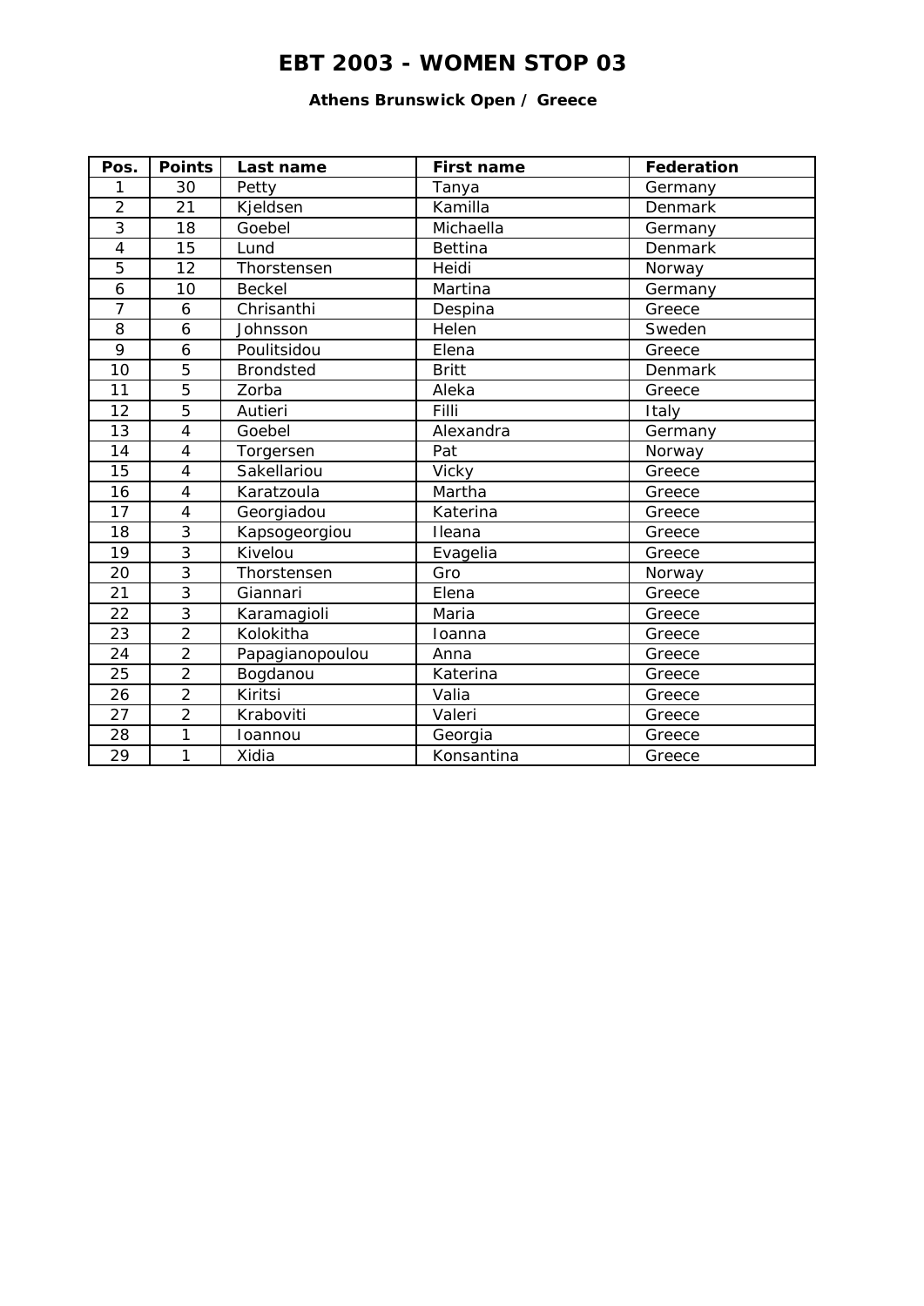# EBT 2003 - WOMEN STOP 03

### Athens Brunswick Open / Greece

| Pos. | Points | Last name | First name | Federation |
|---|---|---|---|---|
| 1 | 30 | Petty | Tanya | Germany |
| 2 | 21 | Kjeldsen | Kamilla | Denmark |
| 3 | 18 | Goebel | Michaella | Germany |
| 4 | 15 | Lund | Bettina | Denmark |
| 5 | 12 | Thorstensen | Heidi | Norway |
| 6 | 10 | Beckel | Martina | Germany |
| 7 | 6 | Chrisanthi | Despina | Greece |
| 8 | 6 | Johnsson | Helen | Sweden |
| 9 | 6 | Poulitsidou | Elena | Greece |
| 10 | 5 | Brondsted | Britt | Denmark |
| 11 | 5 | Zorba | Aleka | Greece |
| 12 | 5 | Autieri | Filli | Italy |
| 13 | 4 | Goebel | Alexandra | Germany |
| 14 | 4 | Torgersen | Pat | Norway |
| 15 | 4 | Sakellariou | Vicky | Greece |
| 16 | 4 | Karatzoula | Martha | Greece |
| 17 | 4 | Georgiadou | Katerina | Greece |
| 18 | 3 | Kapsogeorgiou | Ileana | Greece |
| 19 | 3 | Kivelou | Evagelia | Greece |
| 20 | 3 | Thorstensen | Gro | Norway |
| 21 | 3 | Giannari | Elena | Greece |
| 22 | 3 | Karamagioli | Maria | Greece |
| 23 | 2 | Kolokitha | Ioanna | Greece |
| 24 | 2 | Papagianopoulou | Anna | Greece |
| 25 | 2 | Bogdanou | Katerina | Greece |
| 26 | 2 | Kiritsi | Valia | Greece |
| 27 | 2 | Kraboviti | Valeri | Greece |
| 28 | 1 | Ioannou | Georgia | Greece |
| 29 | 1 | Xidia | Konsantina | Greece |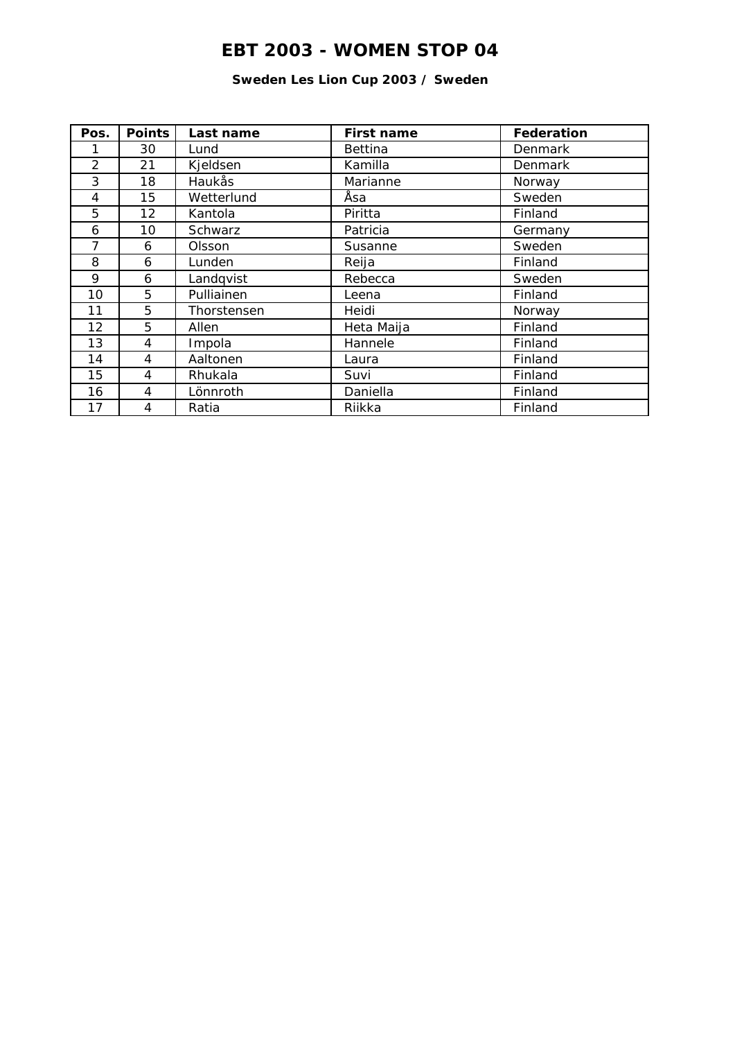# EBT 2003 - WOMEN STOP 04

**Sweden Les Lion Cup 2003 / Sweden**

| Pos. | Points | Last name | First name | Federation |
|---|---|---|---|---|
| 1 | 30 | Lund | Bettina | Denmark |
| 2 | 21 | Kjeldsen | Kamilla | Denmark |
| 3 | 18 | Haukås | Marianne | Norway |
| 4 | 15 | Wetterlund | Åsa | Sweden |
| 5 | 12 | Kantola | Piritta | Finland |
| 6 | 10 | Schwarz | Patricia | Germany |
| 7 | 6 | Olsson | Susanne | Sweden |
| 8 | 6 | Lunden | Reija | Finland |
| 9 | 6 | Landqvist | Rebecca | Sweden |
| 10 | 5 | Pulliainen | Leena | Finland |
| 11 | 5 | Thorstensen | Heidi | Norway |
| 12 | 5 | Allen | Heta Maija | Finland |
| 13 | 4 | Impola | Hannele | Finland |
| 14 | 4 | Aaltonen | Laura | Finland |
| 15 | 4 | Rhukala | Suvi | Finland |
| 16 | 4 | Lönnroth | Daniella | Finland |
| 17 | 4 | Ratia | Riikka | Finland |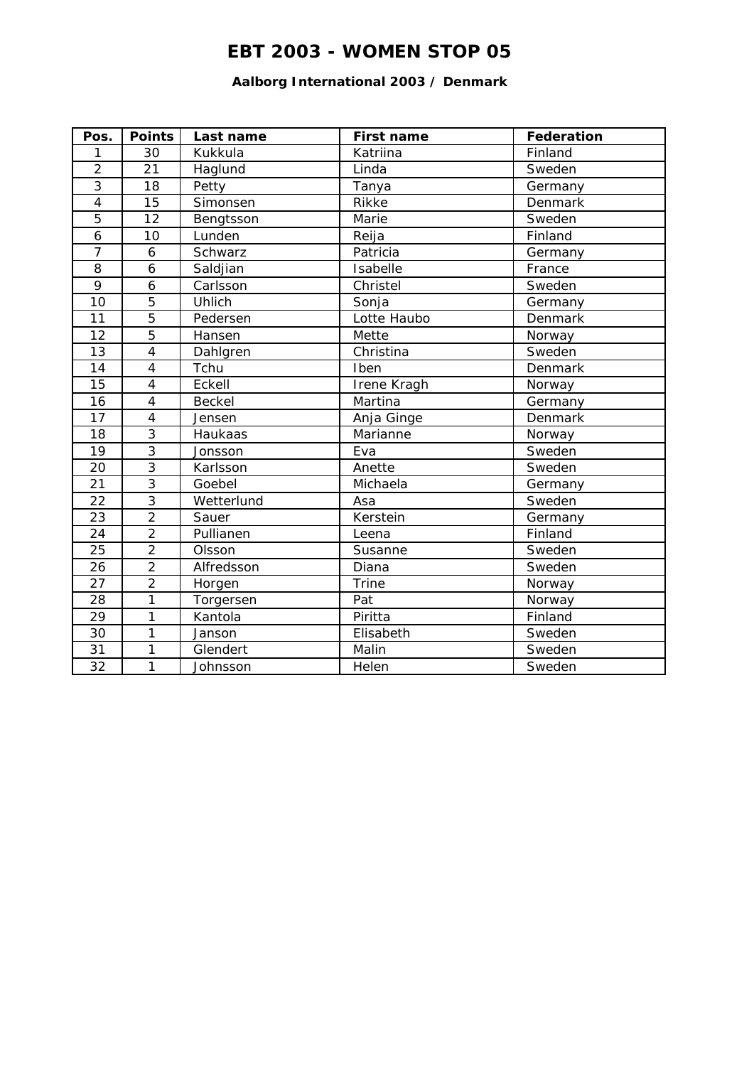# EBT 2003 - WOMEN STOP 05

### Aalborg International 2003 / Denmark

| Pos. | Points | Last name | First name | Federation |
|---|---|---|---|---|
| 1 | 30 | Kukkula | Katriina | Finland |
| 2 | 21 | Haglund | Linda | Sweden |
| 3 | 18 | Petty | Tanya | Germany |
| 4 | 15 | Simonsen | Rikke | Denmark |
| 5 | 12 | Bengtsson | Marie | Sweden |
| 6 | 10 | Lunden | Reija | Finland |
| 7 | 6 | Schwarz | Patricia | Germany |
| 8 | 6 | Saldjian | Isabelle | France |
| 9 | 6 | Carlsson | Christel | Sweden |
| 10 | 5 | Uhlich | Sonja | Germany |
| 11 | 5 | Pedersen | Lotte Haubo | Denmark |
| 12 | 5 | Hansen | Mette | Norway |
| 13 | 4 | Dahlgren | Christina | Sweden |
| 14 | 4 | Tchu | Iben | Denmark |
| 15 | 4 | Eckell | Irene Kragh | Norway |
| 16 | 4 | Beckel | Martina | Germany |
| 17 | 4 | Jensen | Anja Ginge | Denmark |
| 18 | 3 | Haukaas | Marianne | Norway |
| 19 | 3 | Jonsson | Eva | Sweden |
| 20 | 3 | Karlsson | Anette | Sweden |
| 21 | 3 | Goebel | Michaela | Germany |
| 22 | 3 | Wetterlund | Asa | Sweden |
| 23 | 2 | Sauer | Kerstein | Germany |
| 24 | 2 | Pullianen | Leena | Finland |
| 25 | 2 | Olsson | Susanne | Sweden |
| 26 | 2 | Alfredsson | Diana | Sweden |
| 27 | 2 | Horgen | Trine | Norway |
| 28 | 1 | Torgersen | Pat | Norway |
| 29 | 1 | Kantola | Piritta | Finland |
| 30 | 1 | Janson | Elisabeth | Sweden |
| 31 | 1 | Glendert | Malin | Sweden |
| 32 | 1 | Johnsson | Helen | Sweden |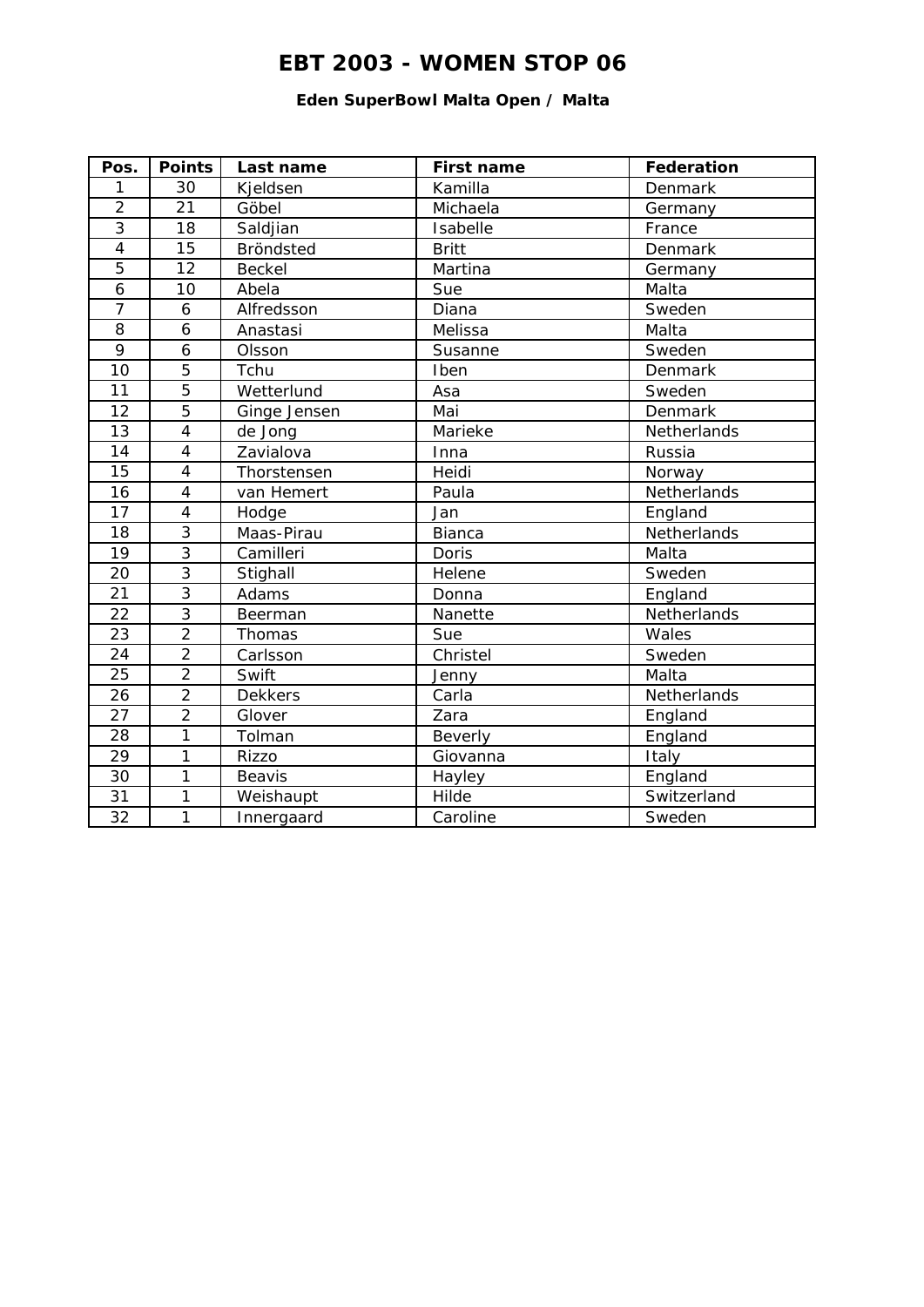# EBT 2003 - WOMEN STOP 06

**Eden SuperBowl Malta Open / Malta**

| Pos. | Points | Last name | First name | Federation |
|---|---|---|---|---|
| 1 | 30 | Kjeldsen | Kamilla | Denmark |
| 2 | 21 | Göbel | Michaela | Germany |
| 3 | 18 | Saldjian | Isabelle | France |
| 4 | 15 | Bröndsted | Britt | Denmark |
| 5 | 12 | Beckel | Martina | Germany |
| 6 | 10 | Abela | Sue | Malta |
| 7 | 6 | Alfredsson | Diana | Sweden |
| 8 | 6 | Anastasi | Melissa | Malta |
| 9 | 6 | Olsson | Susanne | Sweden |
| 10 | 5 | Tchu | Iben | Denmark |
| 11 | 5 | Wetterlund | Asa | Sweden |
| 12 | 5 | Ginge Jensen | Mai | Denmark |
| 13 | 4 | de Jong | Marieke | Netherlands |
| 14 | 4 | Zavialova | Inna | Russia |
| 15 | 4 | Thorstensen | Heidi | Norway |
| 16 | 4 | van Hemert | Paula | Netherlands |
| 17 | 4 | Hodge | Jan | England |
| 18 | 3 | Maas-Pirau | Bianca | Netherlands |
| 19 | 3 | Camilleri | Doris | Malta |
| 20 | 3 | Stighall | Helene | Sweden |
| 21 | 3 | Adams | Donna | England |
| 22 | 3 | Beerman | Nanette | Netherlands |
| 23 | 2 | Thomas | Sue | Wales |
| 24 | 2 | Carlsson | Christel | Sweden |
| 25 | 2 | Swift | Jenny | Malta |
| 26 | 2 | Dekkers | Carla | Netherlands |
| 27 | 2 | Glover | Zara | England |
| 28 | 1 | Tolman | Beverly | England |
| 29 | 1 | Rizzo | Giovanna | Italy |
| 30 | 1 | Beavis | Hayley | England |
| 31 | 1 | Weishaupt | Hilde | Switzerland |
| 32 | 1 | Innergaard | Caroline | Sweden |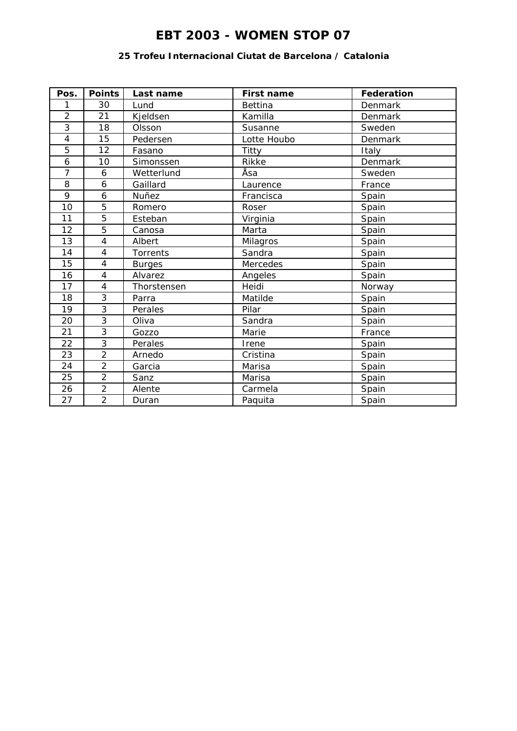# EBT 2003 - WOMEN STOP 07

### 25 Trofeu Internacional Ciutat de Barcelona / Catalonia

| Pos. | Points | Last name | First name | Federation |
|---|---|---|---|---|
| 1 | 30 | Lund | Bettina | Denmark |
| 2 | 21 | Kjeldsen | Kamilla | Denmark |
| 3 | 18 | Olsson | Susanne | Sweden |
| 4 | 15 | Pedersen | Lotte Houbo | Denmark |
| 5 | 12 | Fasano | Titty | Italy |
| 6 | 10 | Simonssen | Rikke | Denmark |
| 7 | 6 | Wetterlund | Åsa | Sweden |
| 8 | 6 | Gaillard | Laurence | France |
| 9 | 6 | Nuñez | Francisca | Spain |
| 10 | 5 | Romero | Roser | Spain |
| 11 | 5 | Esteban | Virginia | Spain |
| 12 | 5 | Canosa | Marta | Spain |
| 13 | 4 | Albert | Milagros | Spain |
| 14 | 4 | Torrents | Sandra | Spain |
| 15 | 4 | Burges | Mercedes | Spain |
| 16 | 4 | Alvarez | Angeles | Spain |
| 17 | 4 | Thorstensen | Heidi | Norway |
| 18 | 3 | Parra | Matilde | Spain |
| 19 | 3 | Perales | Pilar | Spain |
| 20 | 3 | Oliva | Sandra | Spain |
| 21 | 3 | Gozzo | Marie | France |
| 22 | 3 | Perales | Irene | Spain |
| 23 | 2 | Arnedo | Cristina | Spain |
| 24 | 2 | Garcia | Marisa | Spain |
| 25 | 2 | Sanz | Marisa | Spain |
| 26 | 2 | Alente | Carmela | Spain |
| 27 | 2 | Duran | Paquita | Spain |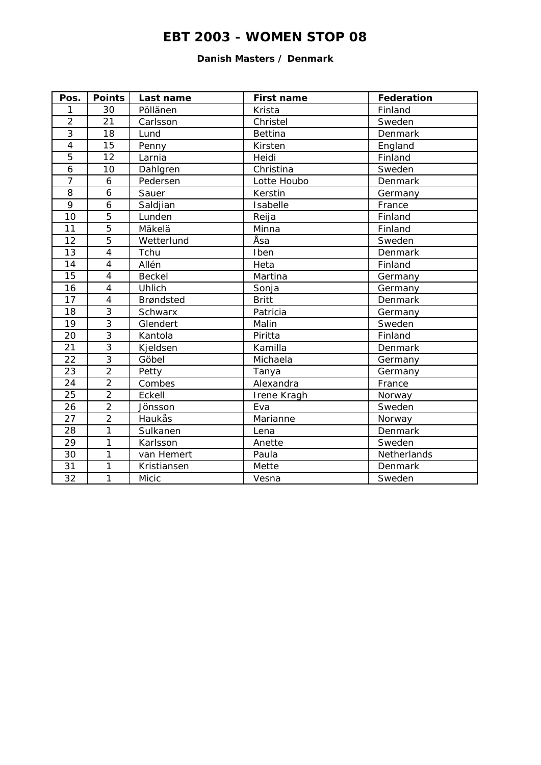# EBT 2003 - WOMEN STOP 08

### Danish Masters / Denmark

| Pos. | Points | Last name | First name | Federation |
|---|---|---|---|---|
| 1 | 30 | Pöllänen | Krista | Finland |
| 2 | 21 | Carlsson | Christel | Sweden |
| 3 | 18 | Lund | Bettina | Denmark |
| 4 | 15 | Penny | Kirsten | England |
| 5 | 12 | Larnia | Heidi | Finland |
| 6 | 10 | Dahlgren | Christina | Sweden |
| 7 | 6 | Pedersen | Lotte Houbo | Denmark |
| 8 | 6 | Sauer | Kerstin | Germany |
| 9 | 6 | Saldjian | Isabelle | France |
| 10 | 5 | Lunden | Reija | Finland |
| 11 | 5 | Mäkelä | Minna | Finland |
| 12 | 5 | Wetterlund | Åsa | Sweden |
| 13 | 4 | Tchu | Iben | Denmark |
| 14 | 4 | Allén | Heta | Finland |
| 15 | 4 | Beckel | Martina | Germany |
| 16 | 4 | Uhlich | Sonja | Germany |
| 17 | 4 | Brøndsted | Britt | Denmark |
| 18 | 3 | Schwarx | Patricia | Germany |
| 19 | 3 | Glendert | Malin | Sweden |
| 20 | 3 | Kantola | Piritta | Finland |
| 21 | 3 | Kjeldsen | Kamilla | Denmark |
| 22 | 3 | Göbel | Michaela | Germany |
| 23 | 2 | Petty | Tanya | Germany |
| 24 | 2 | Combes | Alexandra | France |
| 25 | 2 | Eckell | Irene Kragh | Norway |
| 26 | 2 | Jönsson | Eva | Sweden |
| 27 | 2 | Haukås | Marianne | Norway |
| 28 | 1 | Sulkanen | Lena | Denmark |
| 29 | 1 | Karlsson | Anette | Sweden |
| 30 | 1 | van Hemert | Paula | Netherlands |
| 31 | 1 | Kristiansen | Mette | Denmark |
| 32 | 1 | Micic | Vesna | Sweden |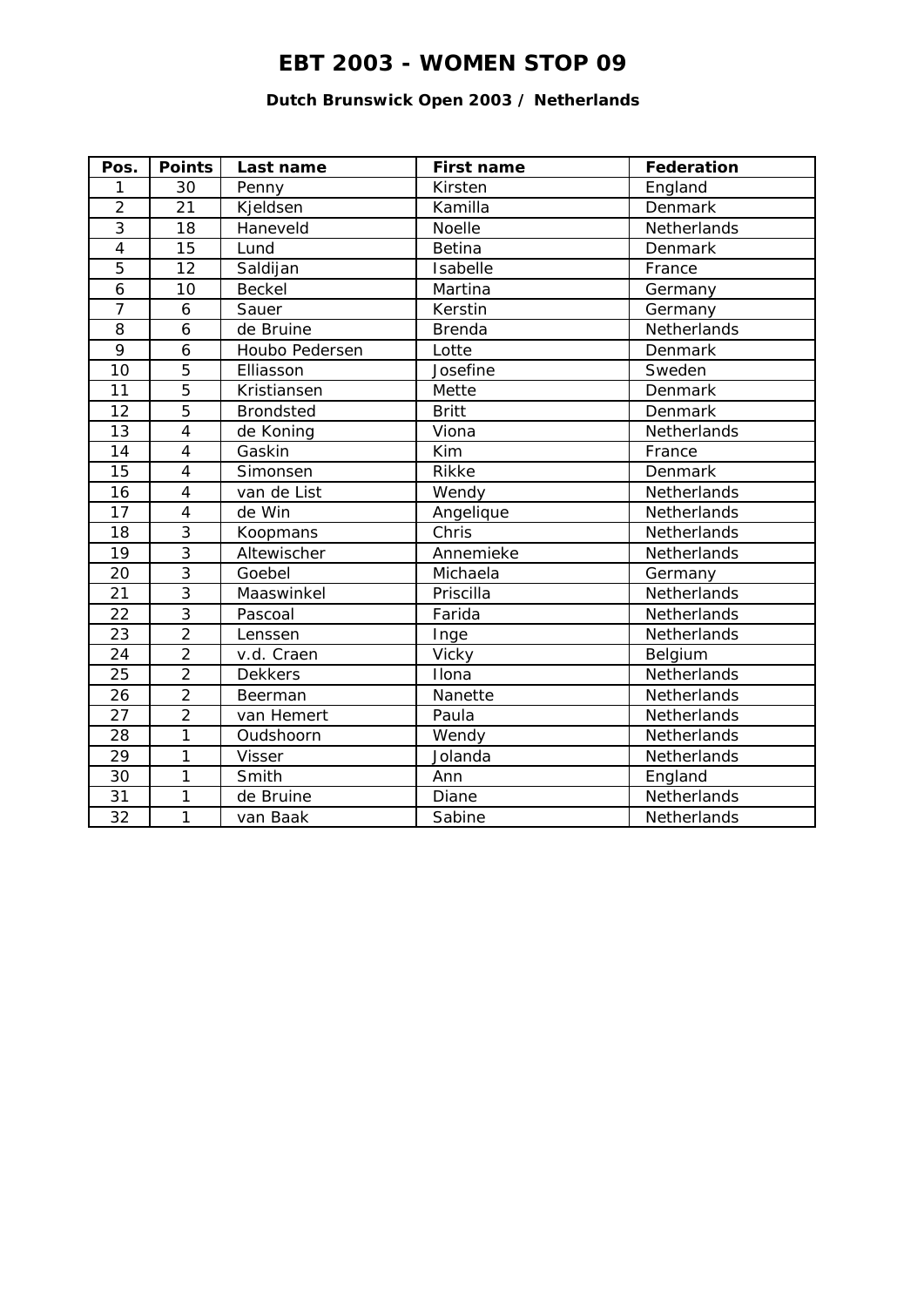# EBT 2003 - WOMEN STOP 09

### Dutch Brunswick Open 2003 / Netherlands

| Pos. | Points | Last name | First name | Federation |
|---|---|---|---|---|
| 1 | 30 | Penny | Kirsten | England |
| 2 | 21 | Kjeldsen | Kamilla | Denmark |
| 3 | 18 | Haneveld | Noelle | Netherlands |
| 4 | 15 | Lund | Betina | Denmark |
| 5 | 12 | Saldijan | Isabelle | France |
| 6 | 10 | Beckel | Martina | Germany |
| 7 | 6 | Sauer | Kerstin | Germany |
| 8 | 6 | de Bruine | Brenda | Netherlands |
| 9 | 6 | Houbo Pedersen | Lotte | Denmark |
| 10 | 5 | Elliasson | Josefine | Sweden |
| 11 | 5 | Kristiansen | Mette | Denmark |
| 12 | 5 | Brondsted | Britt | Denmark |
| 13 | 4 | de Koning | Viona | Netherlands |
| 14 | 4 | Gaskin | Kim | France |
| 15 | 4 | Simonsen | Rikke | Denmark |
| 16 | 4 | van de List | Wendy | Netherlands |
| 17 | 4 | de Win | Angelique | Netherlands |
| 18 | 3 | Koopmans | Chris | Netherlands |
| 19 | 3 | Altewischer | Annemieke | Netherlands |
| 20 | 3 | Goebel | Michaela | Germany |
| 21 | 3 | Maaswinkel | Priscilla | Netherlands |
| 22 | 3 | Pascoal | Farida | Netherlands |
| 23 | 2 | Lenssen | Inge | Netherlands |
| 24 | 2 | v.d. Craen | Vicky | Belgium |
| 25 | 2 | Dekkers | Ilona | Netherlands |
| 26 | 2 | Beerman | Nanette | Netherlands |
| 27 | 2 | van Hemert | Paula | Netherlands |
| 28 | 1 | Oudshoorn | Wendy | Netherlands |
| 29 | 1 | Visser | Jolanda | Netherlands |
| 30 | 1 | Smith | Ann | England |
| 31 | 1 | de Bruine | Diane | Netherlands |
| 32 | 1 | van Baak | Sabine | Netherlands |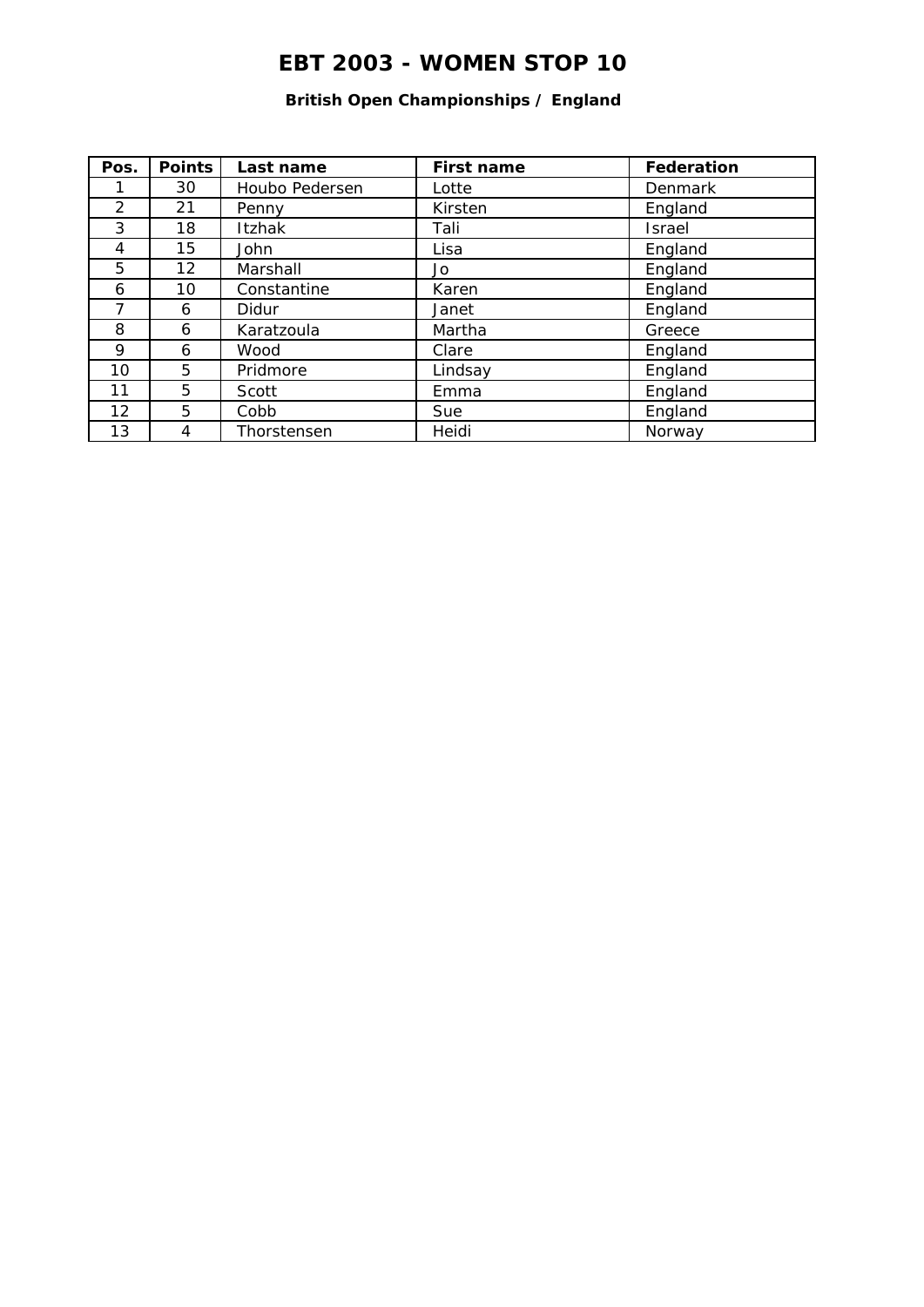# EBT 2003 - WOMEN STOP 10

**British Open Championships / England**

| Pos. | Points | Last name | First name | Federation |
|---|---|---|---|---|
| 1 | 30 | Houbo Pedersen | Lotte | Denmark |
| 2 | 21 | Penny | Kirsten | England |
| 3 | 18 | Itzhak | Tali | Israel |
| 4 | 15 | John | Lisa | England |
| 5 | 12 | Marshall | Jo | England |
| 6 | 10 | Constantine | Karen | England |
| 7 | 6 | Didur | Janet | England |
| 8 | 6 | Karatzoula | Martha | Greece |
| 9 | 6 | Wood | Clare | England |
| 10 | 5 | Pridmore | Lindsay | England |
| 11 | 5 | Scott | Emma | England |
| 12 | 5 | Cobb | Sue | England |
| 13 | 4 | Thorstensen | Heidi | Norway |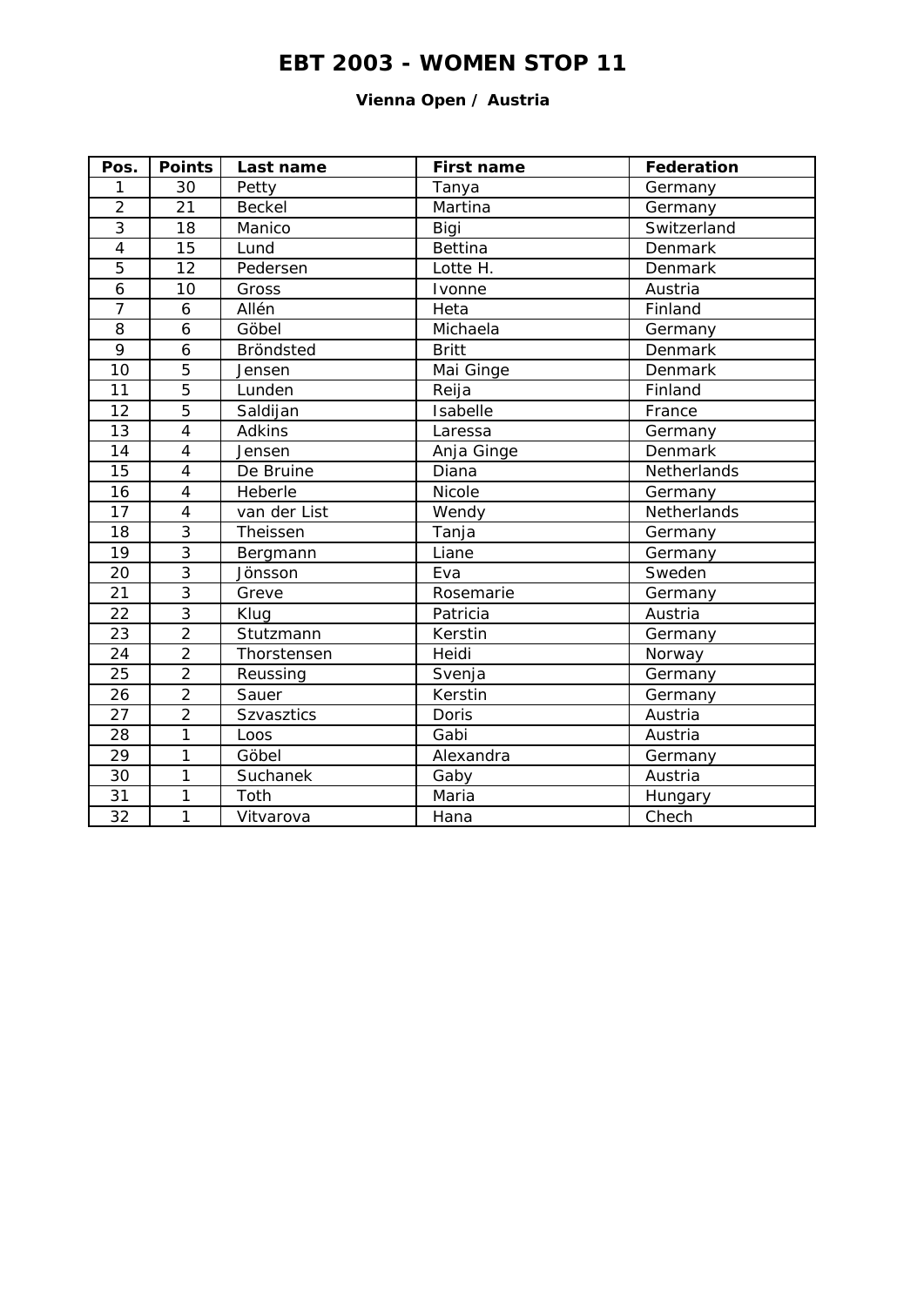# EBT 2003 - WOMEN STOP 11

### Vienna Open / Austria

| Pos. | Points | Last name | First name | Federation |
|---|---|---|---|---|
| 1 | 30 | Petty | Tanya | Germany |
| 2 | 21 | Beckel | Martina | Germany |
| 3 | 18 | Manico | Bigi | Switzerland |
| 4 | 15 | Lund | Bettina | Denmark |
| 5 | 12 | Pedersen | Lotte H. | Denmark |
| 6 | 10 | Gross | Ivonne | Austria |
| 7 | 6 | Allén | Heta | Finland |
| 8 | 6 | Göbel | Michaela | Germany |
| 9 | 6 | Bröndsted | Britt | Denmark |
| 10 | 5 | Jensen | Mai Ginge | Denmark |
| 11 | 5 | Lunden | Reija | Finland |
| 12 | 5 | Saldijan | Isabelle | France |
| 13 | 4 | Adkins | Laressa | Germany |
| 14 | 4 | Jensen | Anja Ginge | Denmark |
| 15 | 4 | De Bruine | Diana | Netherlands |
| 16 | 4 | Heberle | Nicole | Germany |
| 17 | 4 | van der List | Wendy | Netherlands |
| 18 | 3 | Theissen | Tanja | Germany |
| 19 | 3 | Bergmann | Liane | Germany |
| 20 | 3 | Jönsson | Eva | Sweden |
| 21 | 3 | Greve | Rosemarie | Germany |
| 22 | 3 | Klug | Patricia | Austria |
| 23 | 2 | Stutzmann | Kerstin | Germany |
| 24 | 2 | Thorstensen | Heidi | Norway |
| 25 | 2 | Reussing | Svenja | Germany |
| 26 | 2 | Sauer | Kerstin | Germany |
| 27 | 2 | Szvasztics | Doris | Austria |
| 28 | 1 | Loos | Gabi | Austria |
| 29 | 1 | Göbel | Alexandra | Germany |
| 30 | 1 | Suchanek | Gaby | Austria |
| 31 | 1 | Toth | Maria | Hungary |
| 32 | 1 | Vitvarova | Hana | Chech |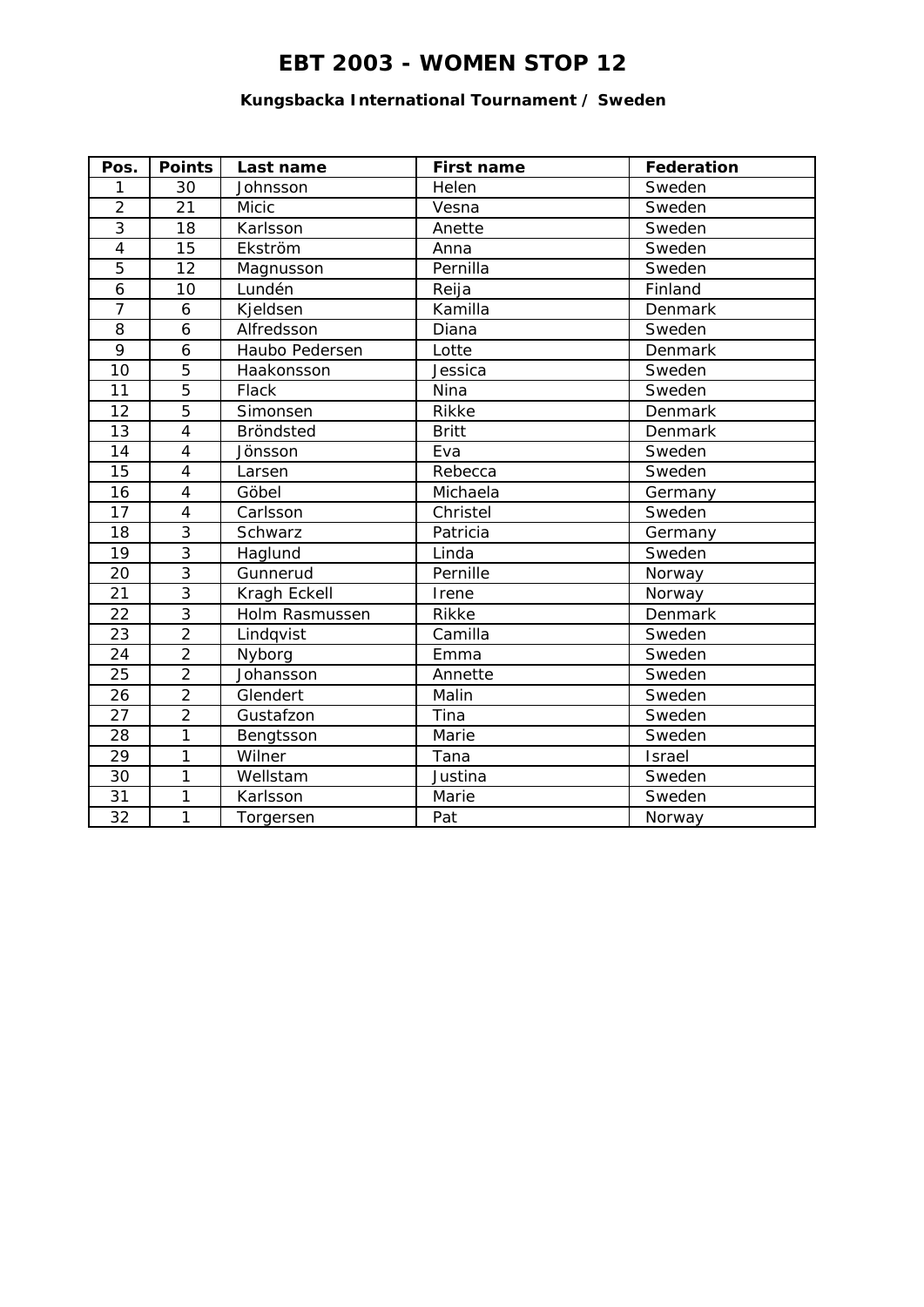# EBT 2003 - WOMEN STOP 12

### Kungsbacka International Tournament / Sweden

| Pos. | Points | Last name | First name | Federation |
|---|---|---|---|---|
| 1 | 30 | Johnsson | Helen | Sweden |
| 2 | 21 | Micic | Vesna | Sweden |
| 3 | 18 | Karlsson | Anette | Sweden |
| 4 | 15 | Ekström | Anna | Sweden |
| 5 | 12 | Magnusson | Pernilla | Sweden |
| 6 | 10 | Lundén | Reija | Finland |
| 7 | 6 | Kjeldsen | Kamilla | Denmark |
| 8 | 6 | Alfredsson | Diana | Sweden |
| 9 | 6 | Haubo Pedersen | Lotte | Denmark |
| 10 | 5 | Haakonsson | Jessica | Sweden |
| 11 | 5 | Flack | Nina | Sweden |
| 12 | 5 | Simonsen | Rikke | Denmark |
| 13 | 4 | Bröndsted | Britt | Denmark |
| 14 | 4 | Jönsson | Eva | Sweden |
| 15 | 4 | Larsen | Rebecca | Sweden |
| 16 | 4 | Göbel | Michaela | Germany |
| 17 | 4 | Carlsson | Christel | Sweden |
| 18 | 3 | Schwarz | Patricia | Germany |
| 19 | 3 | Haglund | Linda | Sweden |
| 20 | 3 | Gunnerud | Pernille | Norway |
| 21 | 3 | Kragh Eckell | Irene | Norway |
| 22 | 3 | Holm Rasmussen | Rikke | Denmark |
| 23 | 2 | Lindqvist | Camilla | Sweden |
| 24 | 2 | Nyborg | Emma | Sweden |
| 25 | 2 | Johansson | Annette | Sweden |
| 26 | 2 | Glendert | Malin | Sweden |
| 27 | 2 | Gustafzon | Tina | Sweden |
| 28 | 1 | Bengtsson | Marie | Sweden |
| 29 | 1 | Wilner | Tana | Israel |
| 30 | 1 | Wellstam | Justina | Sweden |
| 31 | 1 | Karlsson | Marie | Sweden |
| 32 | 1 | Torgersen | Pat | Norway |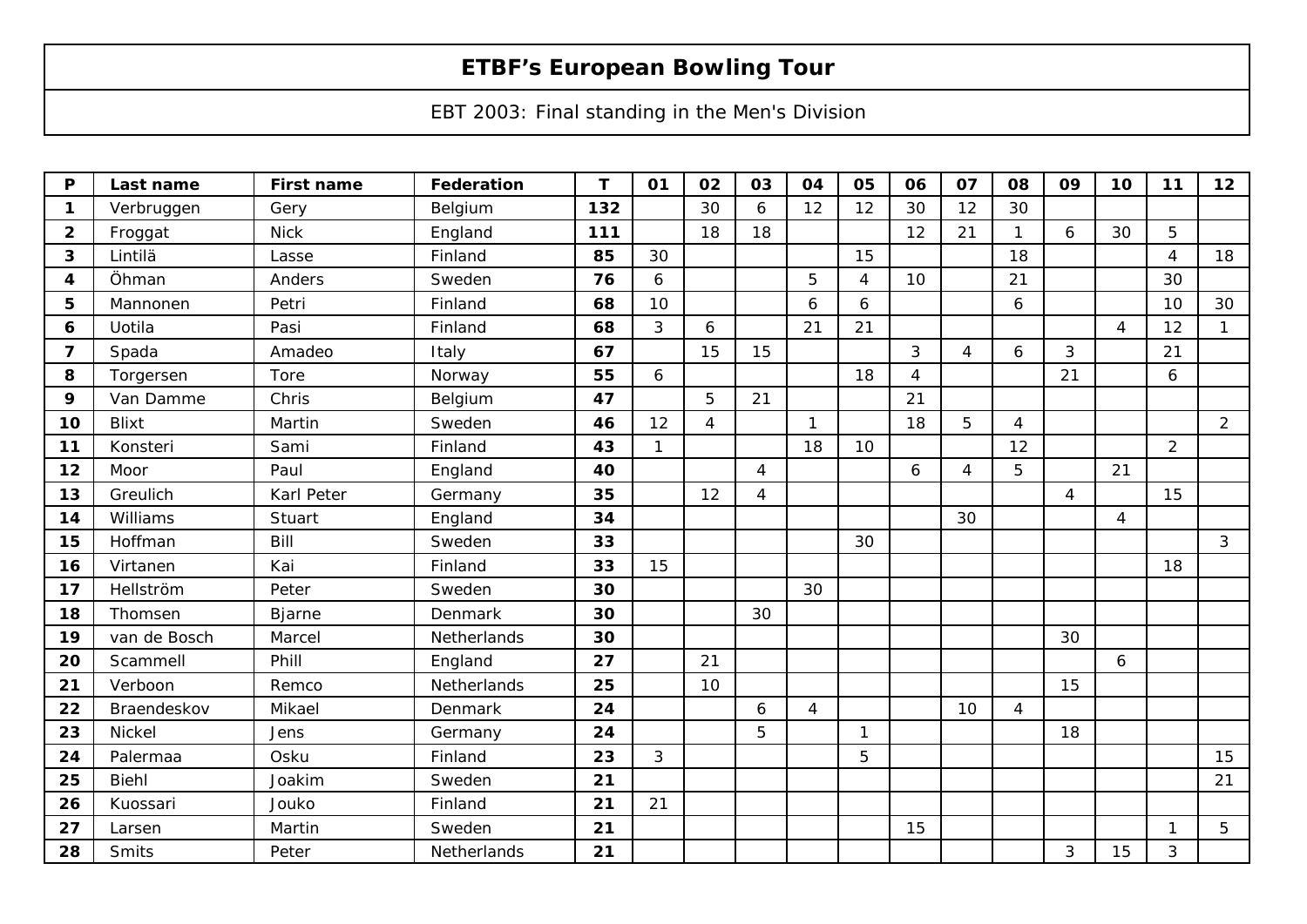# ETBF's European Bowling Tour

EBT 2003: Final standing in the Men's Division

| P | Last name | First name | Federation | T | 01 | 02 | 03 | 04 | 05 | 06 | 07 | 08 | 09 | 10 | 11 | 12 |
|---|---|---|---|---|---|---|---|---|---|---|---|---|---|---|---|---|
| **1** | Verbruggen | Gery | Belgium | **132** | | 30 | 6 | 12 | 12 | 30 | 12 | 30 | | | | |
| **2** | Froggat | Nick | England | **111** | | 18 | 18 | | | 12 | 21 | 1 | 6 | 30 | 5 | |
| **3** | Lintilä | Lasse | Finland | **85** | 30 | | | | 15 | | | 18 | | | 4 | 18 |
| **4** | Öhman | Anders | Sweden | **76** | 6 | | | 5 | 4 | 10 | | 21 | | | 30 | |
| **5** | Mannonen | Petri | Finland | **68** | 10 | | | 6 | 6 | | | 6 | | | 10 | 30 |
| **6** | Uotila | Pasi | Finland | **68** | 3 | 6 | | 21 | 21 | | | | | 4 | 12 | 1 |
| **7** | Spada | Amadeo | Italy | **67** | | 15 | 15 | | | 3 | 4 | 6 | 3 | | 21 | |
| **8** | Torgersen | Tore | Norway | **55** | 6 | | | | 18 | 4 | | | 21 | | 6 | |
| **9** | Van Damme | Chris | Belgium | **47** | | 5 | 21 | | | 21 | | | | | | |
| **10** | Blixt | Martin | Sweden | **46** | 12 | 4 | | 1 | | 18 | 5 | 4 | | | | 2 |
| **11** | Konsteri | Sami | Finland | **43** | 1 | | | 18 | 10 | | | 12 | | | 2 | |
| **12** | Moor | Paul | England | **40** | | | 4 | | | 6 | 4 | 5 | | 21 | | |
| **13** | Greulich | Karl Peter | Germany | **35** | | 12 | 4 | | | | | | 4 | | 15 | |
| **14** | Williams | Stuart | England | **34** | | | | | | | 30 | | | 4 | | |
| **15** | Hoffman | Bill | Sweden | **33** | | | | | 30 | | | | | | | 3 |
| **16** | Virtanen | Kai | Finland | **33** | 15 | | | | | | | | | | 18 | |
| **17** | Hellström | Peter | Sweden | **30** | | | | 30 | | | | | | | | |
| **18** | Thomsen | Bjarne | Denmark | **30** | | | 30 | | | | | | | | | |
| **19** | van de Bosch | Marcel | Netherlands | **30** | | | | | | | | | 30 | | | |
| **20** | Scammell | Phill | England | **27** | | 21 | | | | | | | | 6 | | |
| **21** | Verboon | Remco | Netherlands | **25** | | 10 | | | | | | | 15 | | | |
| **22** | Braendeskov | Mikael | Denmark | **24** | | | 6 | 4 | | | 10 | 4 | | | | |
| **23** | Nickel | Jens | Germany | **24** | | | 5 | | 1 | | | | 18 | | | |
| **24** | Palermaa | Osku | Finland | **23** | 3 | | | | 5 | | | | | | | 15 |
| **25** | Biehl | Joakim | Sweden | **21** | | | | | | | | | | | | 21 |
| **26** | Kuossari | Jouko | Finland | **21** | 21 | | | | | | | | | | | |
| **27** | Larsen | Martin | Sweden | **21** | | | | | | 15 | | | | | 1 | 5 |
| **28** | Smits | Peter | Netherlands | **21** | | | | | | | | | 3 | 15 | 3 | |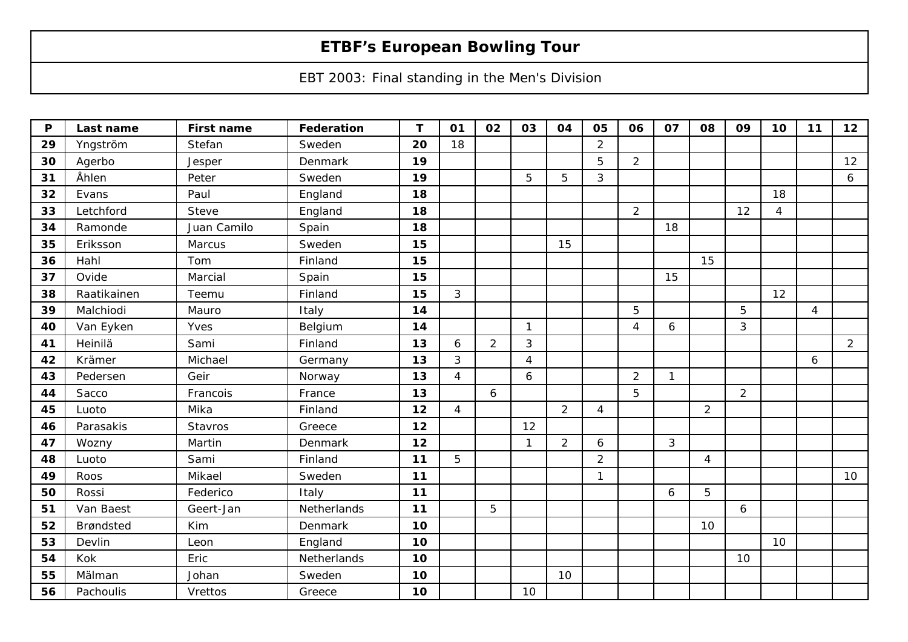# ETBF's European Bowling Tour

EBT 2003: Final standing in the Men's Division

| P | Last name | First name | Federation | T | 01 | 02 | 03 | 04 | 05 | 06 | 07 | 08 | 09 | 10 | 11 | 12 |
|---|---|---|---|---|---|---|---|---|---|---|---|---|---|---|---|---|
| **29** | Yngström | Stefan | Sweden | **20** | 18 | | | | 2 | | | | | | | |
| **30** | Agerbo | Jesper | Denmark | **19** | | | | | 5 | 2 | | | | | | 12 |
| **31** | Åhlen | Peter | Sweden | **19** | | | 5 | 5 | 3 | | | | | | | 6 |
| **32** | Evans | Paul | England | **18** | | | | | | | | | | 18 | | |
| **33** | Letchford | Steve | England | **18** | | | | | | 2 | | | 12 | 4 | | |
| **34** | Ramonde | Juan Camilo | Spain | **18** | | | | | | | 18 | | | | | |
| **35** | Eriksson | Marcus | Sweden | **15** | | | | 15 | | | | | | | | |
| **36** | Hahl | Tom | Finland | **15** | | | | | | | | 15 | | | | |
| **37** | Ovide | Marcial | Spain | **15** | | | | | | | 15 | | | | | |
| **38** | Raatikainen | Teemu | Finland | **15** | 3 | | | | | | | | | 12 | | |
| **39** | Malchiodi | Mauro | Italy | **14** | | | | | | 5 | | | 5 | | 4 | |
| **40** | Van Eyken | Yves | Belgium | **14** | | | 1 | | | 4 | 6 | | 3 | | | |
| **41** | Heinilä | Sami | Finland | **13** | 6 | 2 | 3 | | | | | | | | | 2 |
| **42** | Krämer | Michael | Germany | **13** | 3 | | 4 | | | | | | | | 6 | |
| **43** | Pedersen | Geir | Norway | **13** | 4 | | 6 | | | 2 | 1 | | | | | |
| **44** | Sacco | Francois | France | **13** | | 6 | | | | 5 | | | 2 | | | |
| **45** | Luoto | Mika | Finland | **12** | 4 | | | 2 | 4 | | | 2 | | | | |
| **46** | Parasakis | Stavros | Greece | **12** | | | 12 | | | | | | | | | |
| **47** | Wozny | Martin | Denmark | **12** | | | 1 | 2 | 6 | | 3 | | | | | |
| **48** | Luoto | Sami | Finland | **11** | 5 | | | | 2 | | | 4 | | | | |
| **49** | Roos | Mikael | Sweden | **11** | | | | | 1 | | | | | | | 10 |
| **50** | Rossi | Federico | Italy | **11** | | | | | | | 6 | 5 | | | | |
| **51** | Van Baest | Geert-Jan | Netherlands | **11** | | 5 | | | | | | | 6 | | | |
| **52** | Brøndsted | Kim | Denmark | **10** | | | | | | | | 10 | | | | |
| **53** | Devlin | Leon | England | **10** | | | | | | | | | | 10 | | |
| **54** | Kok | Eric | Netherlands | **10** | | | | | | | | | 10 | | | |
| **55** | Mälman | Johan | Sweden | **10** | | | | 10 | | | | | | | | |
| **56** | Pachoulis | Vrettos | Greece | **10** | | | 10 | | | | | | | | | |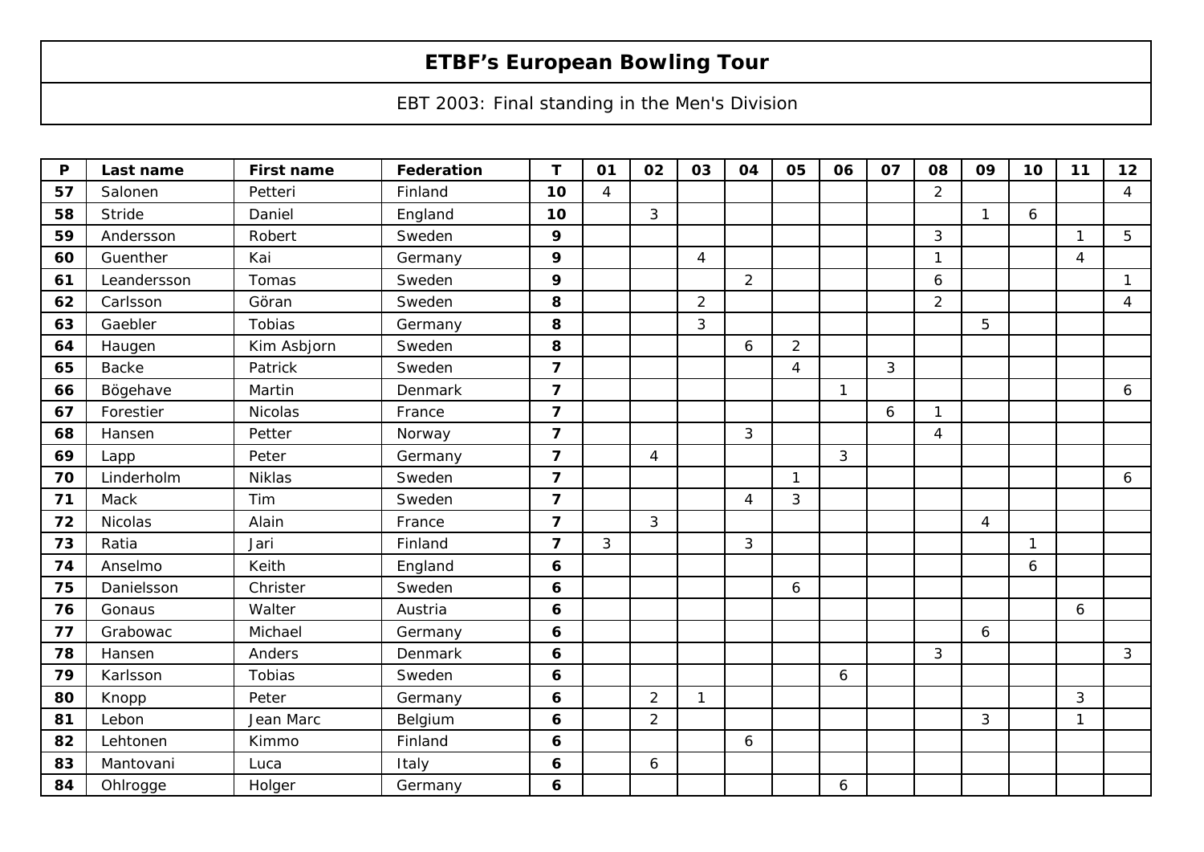# ETBF's European Bowling Tour

EBT 2003: Final standing in the Men's Division

| P | Last name | First name | Federation | T | 01 | 02 | 03 | 04 | 05 | 06 | 07 | 08 | 09 | 10 | 11 | 12 |
|---|---|---|---|---|---|---|---|---|---|---|---|---|---|---|---|---|
| **57** | Salonen | Petteri | Finland | **10** | 4 | | | | | | | 2 | | | | 4 |
| **58** | Stride | Daniel | England | **10** | | 3 | | | | | | | 1 | 6 | | |
| **59** | Andersson | Robert | Sweden | **9** | | | | | | | | 3 | | | 1 | 5 |
| **60** | Guenther | Kai | Germany | **9** | | | 4 | | | | | 1 | | | 4 | |
| **61** | Leandersson | Tomas | Sweden | **9** | | | | 2 | | | | 6 | | | | 1 |
| **62** | Carlsson | Göran | Sweden | **8** | | | 2 | | | | | 2 | | | | 4 |
| **63** | Gaebler | Tobias | Germany | **8** | | | 3 | | | | | | 5 | | | |
| **64** | Haugen | Kim Asbjorn | Sweden | **8** | | | | 6 | 2 | | | | | | | |
| **65** | Backe | Patrick | Sweden | **7** | | | | | 4 | | 3 | | | | | |
| **66** | Bögehave | Martin | Denmark | **7** | | | | | | 1 | | | | | | 6 |
| **67** | Forestier | Nicolas | France | **7** | | | | | | | 6 | 1 | | | | |
| **68** | Hansen | Petter | Norway | **7** | | | | 3 | | | | 4 | | | | |
| **69** | Lapp | Peter | Germany | **7** | | 4 | | | | 3 | | | | | | |
| **70** | Linderholm | Niklas | Sweden | **7** | | | | | 1 | | | | | | | 6 |
| **71** | Mack | Tim | Sweden | **7** | | | | 4 | 3 | | | | | | | |
| **72** | Nicolas | Alain | France | **7** | | 3 | | | | | | | 4 | | | |
| **73** | Ratia | Jari | Finland | **7** | 3 | | | 3 | | | | | | 1 | | |
| **74** | Anselmo | Keith | England | **6** | | | | | | | | | | 6 | | |
| **75** | Danielsson | Christer | Sweden | **6** | | | | | 6 | | | | | | | |
| **76** | Gonaus | Walter | Austria | **6** | | | | | | | | | | | 6 | |
| **77** | Grabowac | Michael | Germany | **6** | | | | | | | | | 6 | | | |
| **78** | Hansen | Anders | Denmark | **6** | | | | | | | | 3 | | | | 3 |
| **79** | Karlsson | Tobias | Sweden | **6** | | | | | | 6 | | | | | | |
| **80** | Knopp | Peter | Germany | **6** | | 2 | 1 | | | | | | | | 3 | |
| **81** | Lebon | Jean Marc | Belgium | **6** | | 2 | | | | | | | 3 | | 1 | |
| **82** | Lehtonen | Kimmo | Finland | **6** | | | | 6 | | | | | | | | |
| **83** | Mantovani | Luca | Italy | **6** | | 6 | | | | | | | | | | |
| **84** | Ohlrogge | Holger | Germany | **6** | | | | | | 6 | | | | | | |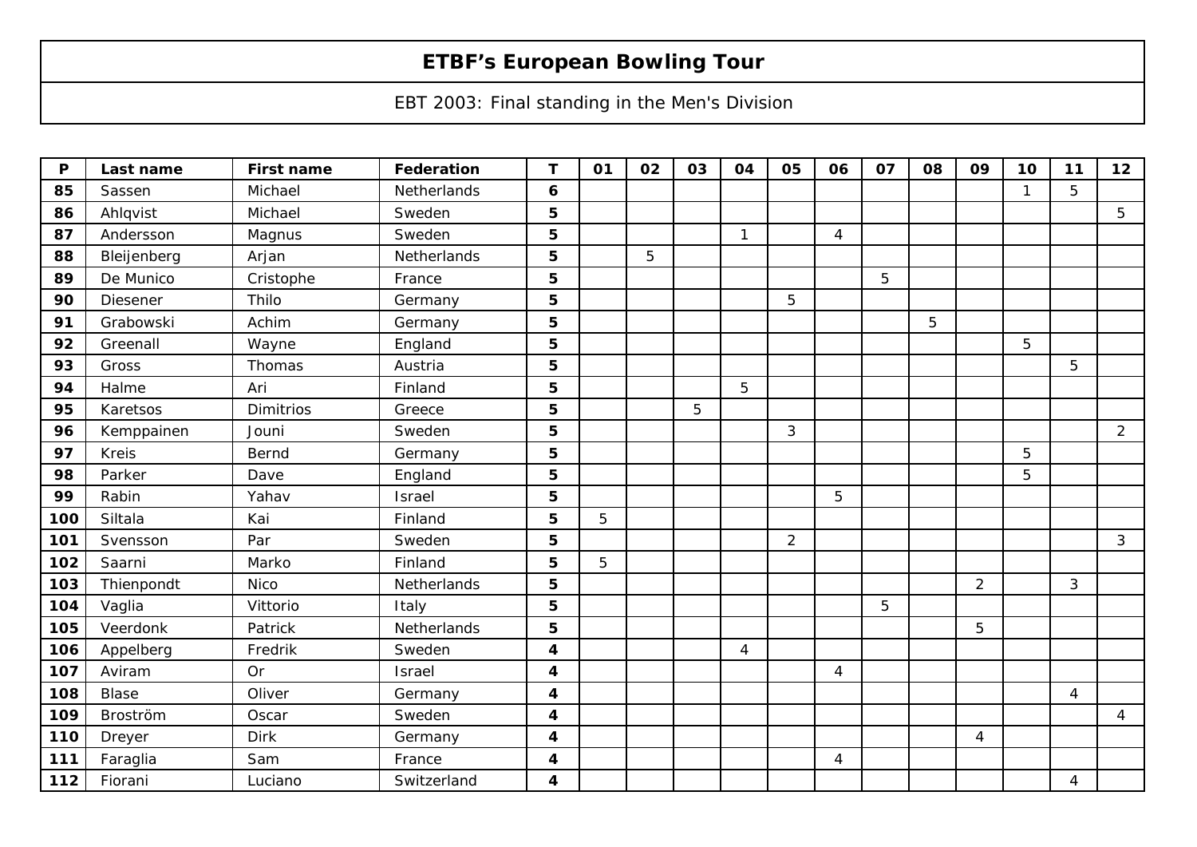# ETBF's European Bowling Tour

EBT 2003: Final standing in the Men's Division

| P | Last name | First name | Federation | T | 01 | 02 | 03 | 04 | 05 | 06 | 07 | 08 | 09 | 10 | 11 | 12 |
|---|---|---|---|---|---|---|---|---|---|---|---|---|---|---|---|---|
| 85 | Sassen | Michael | Netherlands | 6 | | | | | | | | | | 1 | 5 | |
| 86 | Ahlqvist | Michael | Sweden | 5 | | | | | | | | | | | | 5 |
| 87 | Andersson | Magnus | Sweden | 5 | | | | 1 | | 4 | | | | | | |
| 88 | Bleijenberg | Arjan | Netherlands | 5 | | 5 | | | | | | | | | | |
| 89 | De Munico | Cristophe | France | 5 | | | | | | | 5 | | | | | |
| 90 | Diesener | Thilo | Germany | 5 | | | | | 5 | | | | | | | |
| 91 | Grabowski | Achim | Germany | 5 | | | | | | | | 5 | | | | |
| 92 | Greenall | Wayne | England | 5 | | | | | | | | | | 5 | | |
| 93 | Gross | Thomas | Austria | 5 | | | | | | | | | | | 5 | |
| 94 | Halme | Ari | Finland | 5 | | | | 5 | | | | | | | | |
| 95 | Karetsos | Dimitrios | Greece | 5 | | | 5 | | | | | | | | | |
| 96 | Kemppainen | Jouni | Sweden | 5 | | | | | 3 | | | | | | | 2 |
| 97 | Kreis | Bernd | Germany | 5 | | | | | | | | | | 5 | | |
| 98 | Parker | Dave | England | 5 | | | | | | | | | | 5 | | |
| 99 | Rabin | Yahav | Israel | 5 | | | | | | 5 | | | | | | |
| 100 | Siltala | Kai | Finland | 5 | 5 | | | | | | | | | | | |
| 101 | Svensson | Par | Sweden | 5 | | | | | 2 | | | | | | | 3 |
| 102 | Saarni | Marko | Finland | 5 | 5 | | | | | | | | | | | |
| 103 | Thienpondt | Nico | Netherlands | 5 | | | | | | | | | 2 | | 3 | |
| 104 | Vaglia | Vittorio | Italy | 5 | | | | | | | 5 | | | | | |
| 105 | Veerdonk | Patrick | Netherlands | 5 | | | | | | | | | 5 | | | |
| 106 | Appelberg | Fredrik | Sweden | 4 | | | | 4 | | | | | | | | |
| 107 | Aviram | Or | Israel | 4 | | | | | | 4 | | | | | | |
| 108 | Blase | Oliver | Germany | 4 | | | | | | | | | | | 4 | |
| 109 | Broström | Oscar | Sweden | 4 | | | | | | | | | | | | 4 |
| 110 | Dreyer | Dirk | Germany | 4 | | | | | | | | | 4 | | | |
| 111 | Faraglia | Sam | France | 4 | | | | | | 4 | | | | | | |
| 112 | Fiorani | Luciano | Switzerland | 4 | | | | | | | | | | | 4 | |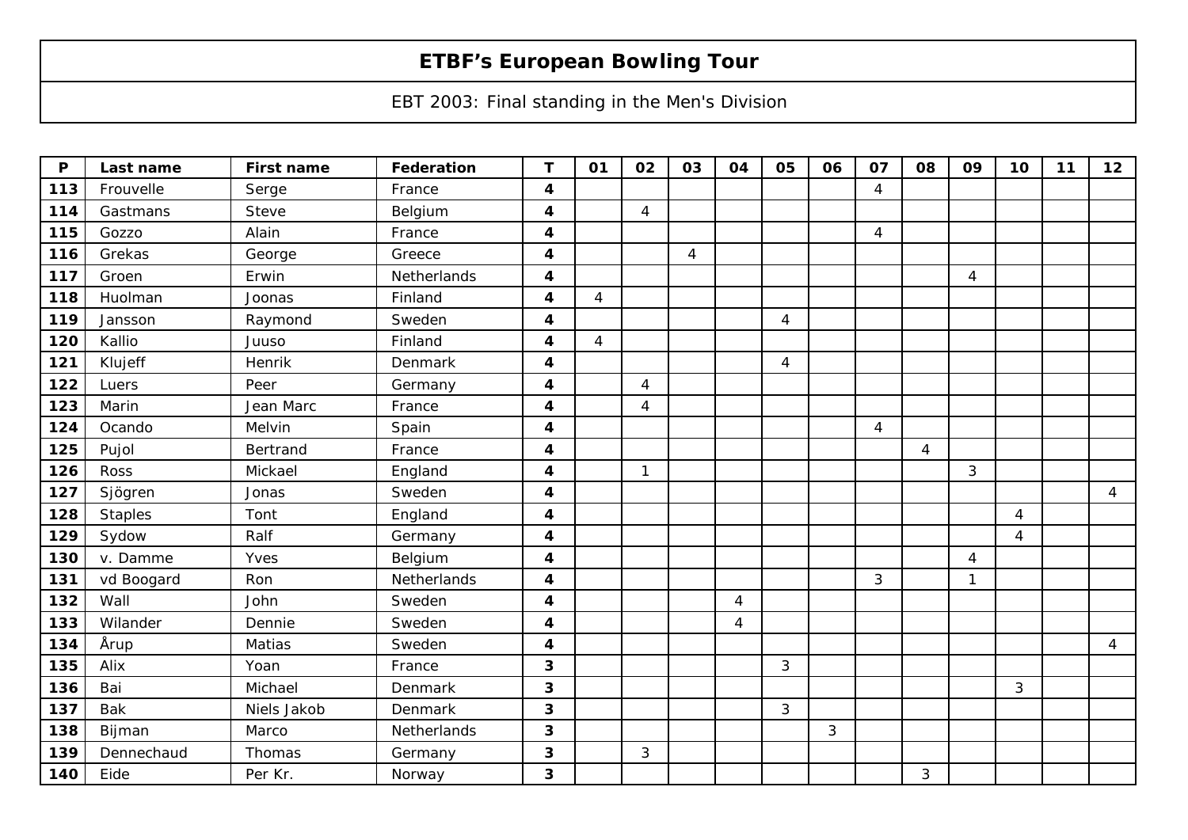# ETBF's European Bowling Tour

EBT 2003: Final standing in the Men's Division

| P | Last name | First name | Federation | T | 01 | 02 | 03 | 04 | 05 | 06 | 07 | 08 | 09 | 10 | 11 | 12 |
|---|---|---|---|---|---|---|---|---|---|---|---|---|---|---|---|---|
| **113** | Frouvelle | Serge | France | **4** | | | | | | | 4 | | | | | |
| **114** | Gastmans | Steve | Belgium | **4** | | 4 | | | | | | | | | | |
| **115** | Gozzo | Alain | France | **4** | | | | | | | 4 | | | | | |
| **116** | Grekas | George | Greece | **4** | | | 4 | | | | | | | | | |
| **117** | Groen | Erwin | Netherlands | **4** | | | | | | | | | 4 | | | |
| **118** | Huolman | Joonas | Finland | **4** | 4 | | | | | | | | | | | |
| **119** | Jansson | Raymond | Sweden | **4** | | | | | 4 | | | | | | | |
| **120** | Kallio | Juuso | Finland | **4** | 4 | | | | | | | | | | | |
| **121** | Klujeff | Henrik | Denmark | **4** | | | | | 4 | | | | | | | |
| **122** | Luers | Peer | Germany | **4** | | 4 | | | | | | | | | | |
| **123** | Marin | Jean Marc | France | **4** | | 4 | | | | | | | | | | |
| **124** | Ocando | Melvin | Spain | **4** | | | | | | | 4 | | | | | |
| **125** | Pujol | Bertrand | France | **4** | | | | | | | | 4 | | | | |
| **126** | Ross | Mickael | England | **4** | | 1 | | | | | | | 3 | | | |
| **127** | Sjögren | Jonas | Sweden | **4** | | | | | | | | | | | | 4 |
| **128** | Staples | Tont | England | **4** | | | | | | | | | | 4 | | |
| **129** | Sydow | Ralf | Germany | **4** | | | | | | | | | | 4 | | |
| **130** | v. Damme | Yves | Belgium | **4** | | | | | | | | | 4 | | | |
| **131** | vd Boogard | Ron | Netherlands | **4** | | | | | | | 3 | | 1 | | | |
| **132** | Wall | John | Sweden | **4** | | | | 4 | | | | | | | | |
| **133** | Wilander | Dennie | Sweden | **4** | | | | 4 | | | | | | | | |
| **134** | Årup | Matias | Sweden | **4** | | | | | | | | | | | | 4 |
| **135** | Alix | Yoan | France | **3** | | | | | 3 | | | | | | | |
| **136** | Bai | Michael | Denmark | **3** | | | | | | | | | | 3 | | |
| **137** | Bak | Niels Jakob | Denmark | **3** | | | | | 3 | | | | | | | |
| **138** | Bijman | Marco | Netherlands | **3** | | | | | | 3 | | | | | | |
| **139** | Dennechaud | Thomas | Germany | **3** | | 3 | | | | | | | | | | |
| **140** | Eide | Per Kr. | Norway | **3** | | | | | | | | 3 | | | | |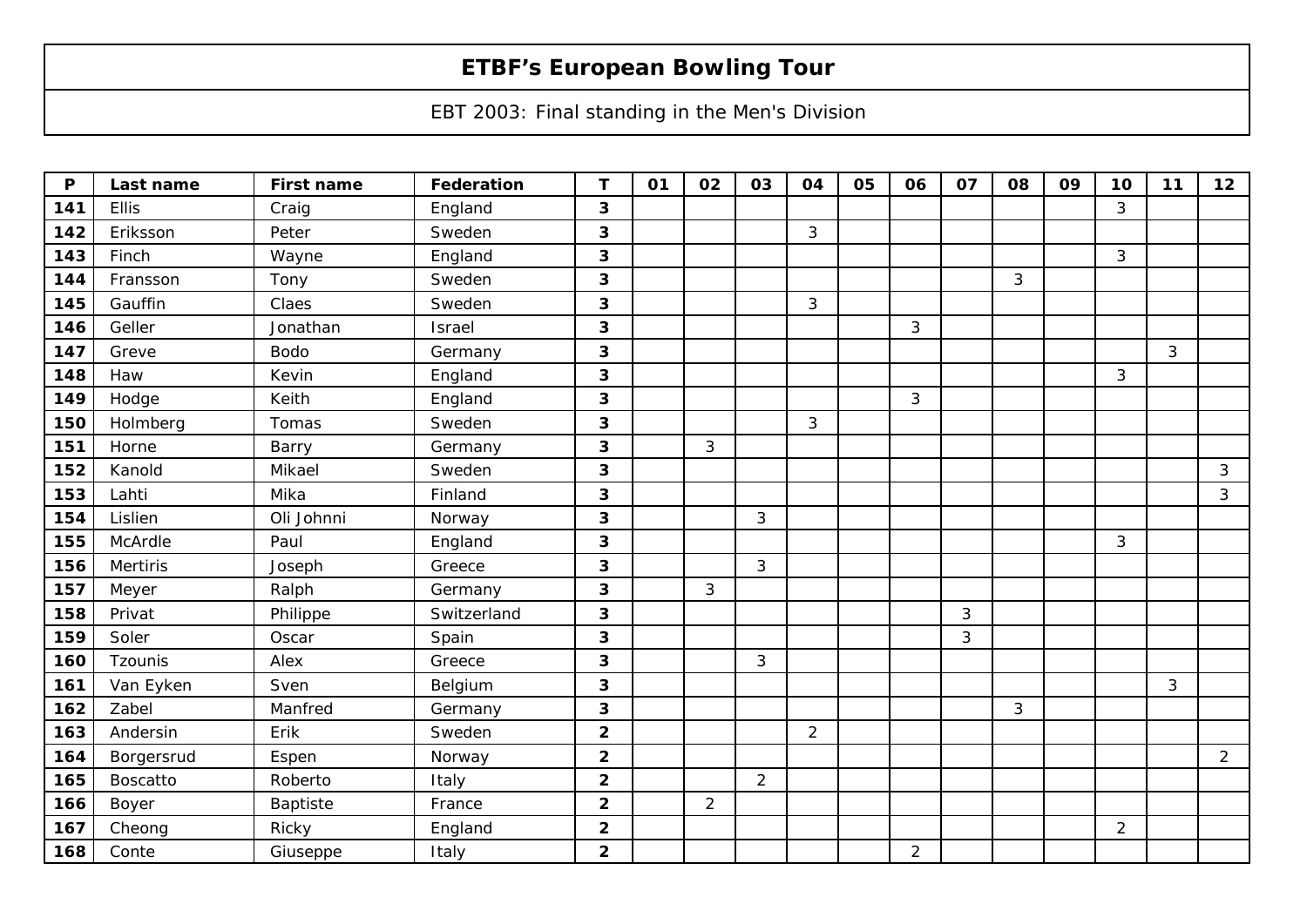# ETBF's European Bowling Tour

EBT 2003: Final standing in the Men's Division

| P | Last name | First name | Federation | T | 01 | 02 | 03 | 04 | 05 | 06 | 07 | 08 | 09 | 10 | 11 | 12 |
|---|---|---|---|---|---|---|---|---|---|---|---|---|---|---|---|---|
| 141 | Ellis | Craig | England | 3 | | | | | | | | | | 3 | | |
| 142 | Eriksson | Peter | Sweden | 3 | | | | 3 | | | | | | | | |
| 143 | Finch | Wayne | England | 3 | | | | | | | | | | 3 | | |
| 144 | Fransson | Tony | Sweden | 3 | | | | | | | | 3 | | | | |
| 145 | Gauffin | Claes | Sweden | 3 | | | | 3 | | | | | | | | |
| 146 | Geller | Jonathan | Israel | 3 | | | | | | 3 | | | | | | |
| 147 | Greve | Bodo | Germany | 3 | | | | | | | | | | | 3 | |
| 148 | Haw | Kevin | England | 3 | | | | | | | | | | 3 | | |
| 149 | Hodge | Keith | England | 3 | | | | | | 3 | | | | | | |
| 150 | Holmberg | Tomas | Sweden | 3 | | | | 3 | | | | | | | | |
| 151 | Horne | Barry | Germany | 3 | | 3 | | | | | | | | | | |
| 152 | Kanold | Mikael | Sweden | 3 | | | | | | | | | | | | 3 |
| 153 | Lahti | Mika | Finland | 3 | | | | | | | | | | | | 3 |
| 154 | Lislien | Oli Johnni | Norway | 3 | | | 3 | | | | | | | | | |
| 155 | McArdle | Paul | England | 3 | | | | | | | | | | 3 | | |
| 156 | Mertiris | Joseph | Greece | 3 | | | 3 | | | | | | | | | |
| 157 | Meyer | Ralph | Germany | 3 | | 3 | | | | | | | | | | |
| 158 | Privat | Philippe | Switzerland | 3 | | | | | | | 3 | | | | | |
| 159 | Soler | Oscar | Spain | 3 | | | | | | | 3 | | | | | |
| 160 | Tzounis | Alex | Greece | 3 | | | 3 | | | | | | | | | |
| 161 | Van Eyken | Sven | Belgium | 3 | | | | | | | | | | | 3 | |
| 162 | Zabel | Manfred | Germany | 3 | | | | | | | | 3 | | | | |
| 163 | Andersin | Erik | Sweden | 2 | | | | 2 | | | | | | | | |
| 164 | Borgersrud | Espen | Norway | 2 | | | | | | | | | | | | 2 |
| 165 | Boscatto | Roberto | Italy | 2 | | | 2 | | | | | | | | | |
| 166 | Boyer | Baptiste | France | 2 | | 2 | | | | | | | | | | |
| 167 | Cheong | Ricky | England | 2 | | | | | | | | | | 2 | | |
| 168 | Conte | Giuseppe | Italy | 2 | | | | | | 2 | | | | | | |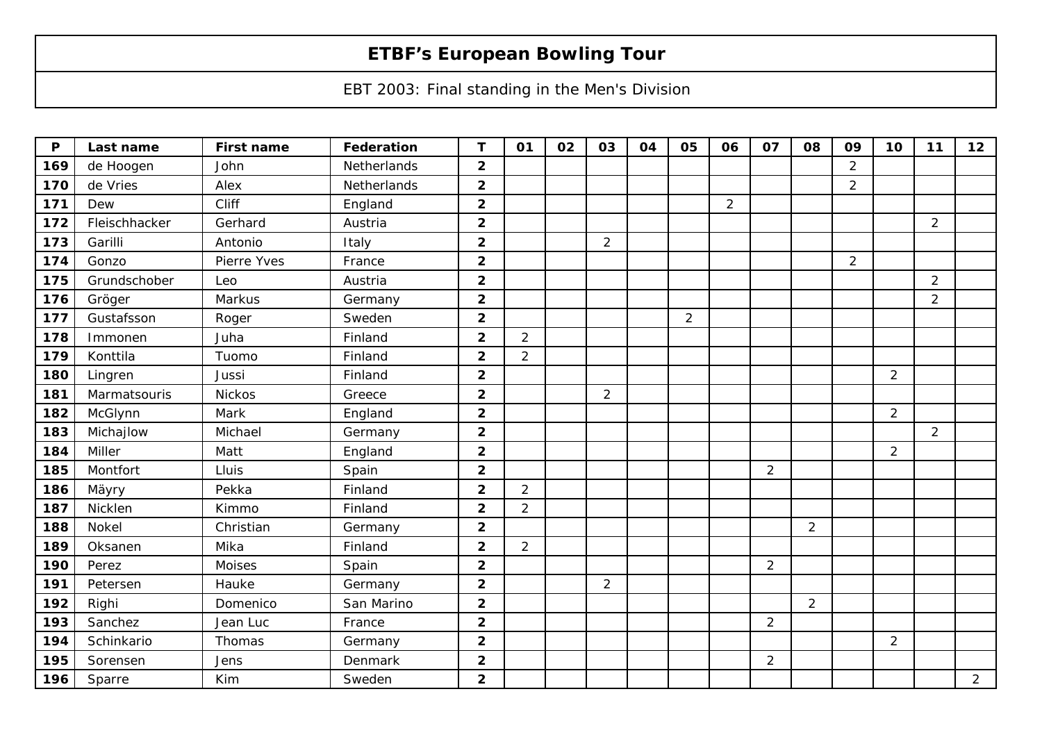# ETBF's European Bowling Tour

EBT 2003: Final standing in the Men's Division

| P | Last name | First name | Federation | T | 01 | 02 | 03 | 04 | 05 | 06 | 07 | 08 | 09 | 10 | 11 | 12 |
|---|---|---|---|---|---|---|---|---|---|---|---|---|---|---|---|---|
| 169 | de Hoogen | John | Netherlands | 2 | | | | | | | | | 2 | | | |
| 170 | de Vries | Alex | Netherlands | 2 | | | | | | | | | 2 | | | |
| 171 | Dew | Cliff | England | 2 | | | | | | 2 | | | | | | |
| 172 | Fleischhacker | Gerhard | Austria | 2 | | | | | | | | | | | 2 | |
| 173 | Garilli | Antonio | Italy | 2 | | | 2 | | | | | | | | | |
| 174 | Gonzo | Pierre Yves | France | 2 | | | | | | | | | 2 | | | |
| 175 | Grundschober | Leo | Austria | 2 | | | | | | | | | | | 2 | |
| 176 | Gröger | Markus | Germany | 2 | | | | | | | | | | | 2 | |
| 177 | Gustafsson | Roger | Sweden | 2 | | | | | 2 | | | | | | | |
| 178 | Immonen | Juha | Finland | 2 | 2 | | | | | | | | | | | |
| 179 | Konttila | Tuomo | Finland | 2 | 2 | | | | | | | | | | | |
| 180 | Lingren | Jussi | Finland | 2 | | | | | | | | | | 2 | | |
| 181 | Marmatsouris | Nickos | Greece | 2 | | | 2 | | | | | | | | | |
| 182 | McGlynn | Mark | England | 2 | | | | | | | | | | 2 | | |
| 183 | Michajlow | Michael | Germany | 2 | | | | | | | | | | | 2 | |
| 184 | Miller | Matt | England | 2 | | | | | | | | | | 2 | | |
| 185 | Montfort | Lluis | Spain | 2 | | | | | | | 2 | | | | | |
| 186 | Mäyry | Pekka | Finland | 2 | 2 | | | | | | | | | | | |
| 187 | Nicklen | Kimmo | Finland | 2 | 2 | | | | | | | | | | | |
| 188 | Nokel | Christian | Germany | 2 | | | | | | | | 2 | | | | |
| 189 | Oksanen | Mika | Finland | 2 | 2 | | | | | | | | | | | |
| 190 | Perez | Moises | Spain | 2 | | | | | | | 2 | | | | | |
| 191 | Petersen | Hauke | Germany | 2 | | | 2 | | | | | | | | | |
| 192 | Righi | Domenico | San Marino | 2 | | | | | | | | 2 | | | | |
| 193 | Sanchez | Jean Luc | France | 2 | | | | | | | 2 | | | | | |
| 194 | Schinkario | Thomas | Germany | 2 | | | | | | | | | | 2 | | |
| 195 | Sorensen | Jens | Denmark | 2 | | | | | | | 2 | | | | | |
| 196 | Sparre | Kim | Sweden | 2 | | | | | | | | | | | | 2 |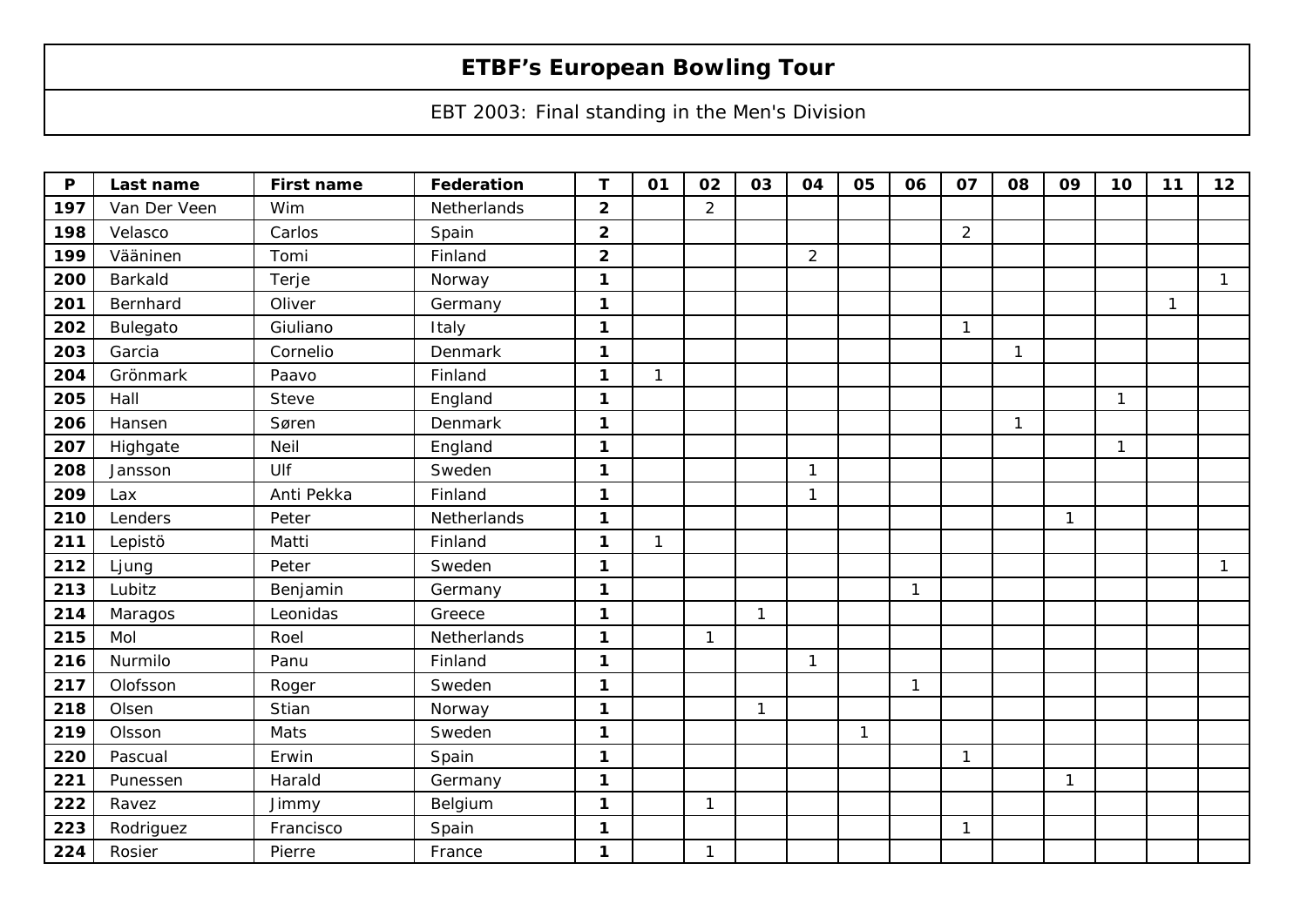# ETBF's European Bowling Tour

EBT 2003: Final standing in the Men's Division

| P | Last name | First name | Federation | T | 01 | 02 | 03 | 04 | 05 | 06 | 07 | 08 | 09 | 10 | 11 | 12 |
|---|---|---|---|---|---|---|---|---|---|---|---|---|---|---|---|---|
| **197** | Van Der Veen | Wim | Netherlands | **2** | | 2 | | | | | | | | | | |
| **198** | Velasco | Carlos | Spain | **2** | | | | | | | 2 | | | | | |
| **199** | Vääninen | Tomi | Finland | **2** | | | | 2 | | | | | | | | |
| **200** | Barkald | Terje | Norway | **1** | | | | | | | | | | | | 1 |
| **201** | Bernhard | Oliver | Germany | **1** | | | | | | | | | | | 1 | |
| **202** | Bulegato | Giuliano | Italy | **1** | | | | | | | 1 | | | | | |
| **203** | Garcia | Cornelio | Denmark | **1** | | | | | | | | 1 | | | | |
| **204** | Grönmark | Paavo | Finland | **1** | 1 | | | | | | | | | | | |
| **205** | Hall | Steve | England | **1** | | | | | | | | | | 1 | | |
| **206** | Hansen | Søren | Denmark | **1** | | | | | | | | 1 | | | | |
| **207** | Highgate | Neil | England | **1** | | | | | | | | | | 1 | | |
| **208** | Jansson | Ulf | Sweden | **1** | | | | 1 | | | | | | | | |
| **209** | Lax | Anti Pekka | Finland | **1** | | | | 1 | | | | | | | | |
| **210** | Lenders | Peter | Netherlands | **1** | | | | | | | | | 1 | | | |
| **211** | Lepistö | Matti | Finland | **1** | 1 | | | | | | | | | | | |
| **212** | Ljung | Peter | Sweden | **1** | | | | | | | | | | | | 1 |
| **213** | Lubitz | Benjamin | Germany | **1** | | | | | | 1 | | | | | | |
| **214** | Maragos | Leonidas | Greece | **1** | | | 1 | | | | | | | | | |
| **215** | Mol | Roel | Netherlands | **1** | | 1 | | | | | | | | | | |
| **216** | Nurmilo | Panu | Finland | **1** | | | | 1 | | | | | | | | |
| **217** | Olofsson | Roger | Sweden | **1** | | | | | | 1 | | | | | | |
| **218** | Olsen | Stian | Norway | **1** | | | 1 | | | | | | | | | |
| **219** | Olsson | Mats | Sweden | **1** | | | | | 1 | | | | | | | |
| **220** | Pascual | Erwin | Spain | **1** | | | | | | | 1 | | | | | |
| **221** | Punessen | Harald | Germany | **1** | | | | | | | | | 1 | | | |
| **222** | Ravez | Jimmy | Belgium | **1** | | 1 | | | | | | | | | | |
| **223** | Rodriguez | Francisco | Spain | **1** | | | | | | | 1 | | | | | |
| **224** | Rosier | Pierre | France | **1** | | 1 | | | | | | | | | | |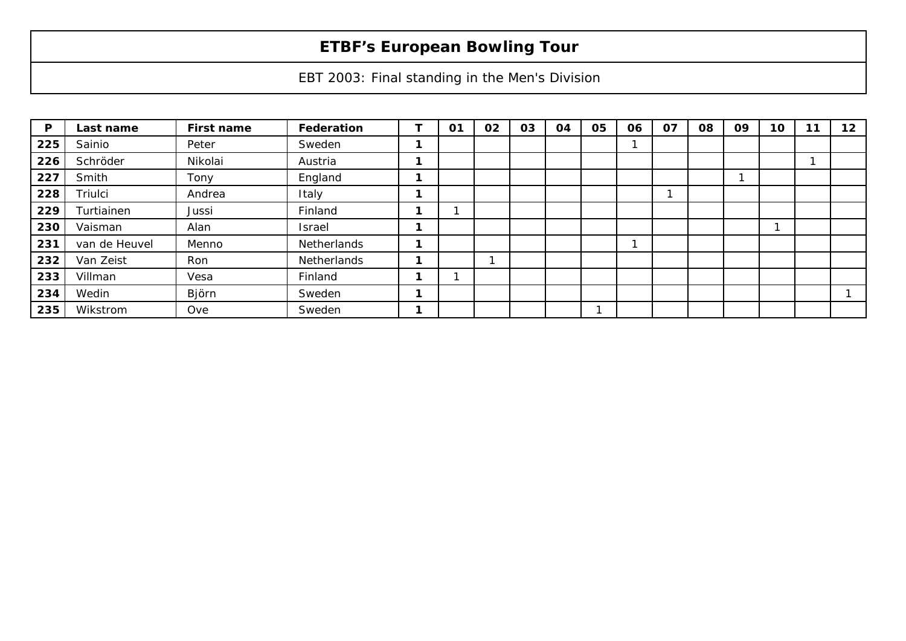# ETBF's European Bowling Tour

EBT 2003: Final standing in the Men's Division

| P | Last name | First name | Federation | T | 01 | 02 | 03 | 04 | 05 | 06 | 07 | 08 | 09 | 10 | 11 | 12 |
|---|---|---|---|---|---|---|---|---|---|---|---|---|---|---|---|---|
| 225 | Sainio | Peter | Sweden | 1 | | | | | | 1 | | | | | | |
| 226 | Schröder | Nikolai | Austria | 1 | | | | | | | | | | | 1 | |
| 227 | Smith | Tony | England | 1 | | | | | | | | | 1 | | | |
| 228 | Triulci | Andrea | Italy | 1 | | | | | | | 1 | | | | | |
| 229 | Turtiainen | Jussi | Finland | 1 | 1 | | | | | | | | | | | |
| 230 | Vaisman | Alan | Israel | 1 | | | | | | | | | | 1 | | |
| 231 | van de Heuvel | Menno | Netherlands | 1 | | | | | | 1 | | | | | | |
| 232 | Van Zeist | Ron | Netherlands | 1 | | 1 | | | | | | | | | | |
| 233 | Villman | Vesa | Finland | 1 | 1 | | | | | | | | | | | |
| 234 | Wedin | Björn | Sweden | 1 | | | | | | | | | | | | 1 |
| 235 | Wikstrom | Ove | Sweden | 1 | | | | | 1 | | | | | | | |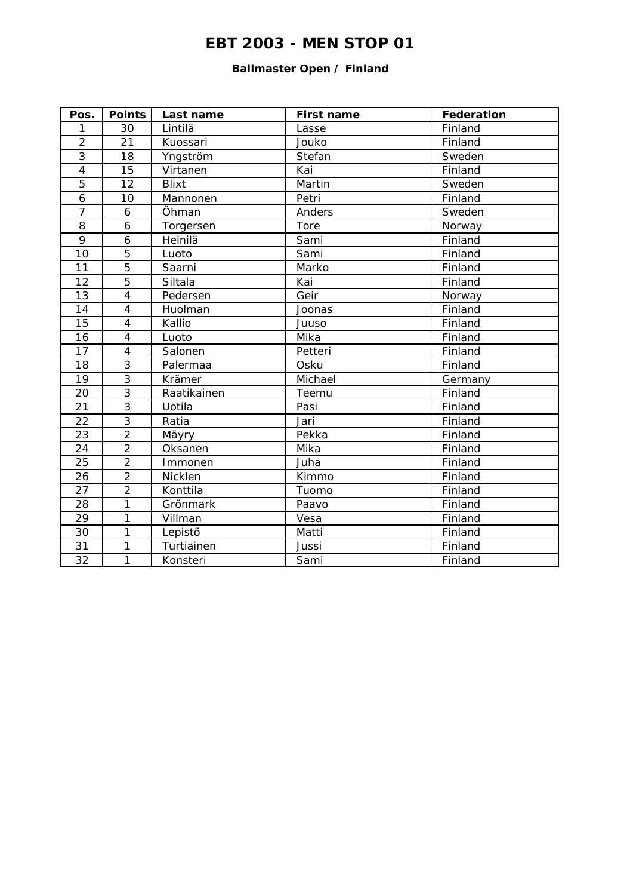# EBT 2003 - MEN STOP 01

### Ballmaster Open / Finland

| Pos. | Points | Last name | First name | Federation |
|---|---|---|---|---|
| 1 | 30 | Lintilä | Lasse | Finland |
| 2 | 21 | Kuossari | Jouko | Finland |
| 3 | 18 | Yngström | Stefan | Sweden |
| 4 | 15 | Virtanen | Kai | Finland |
| 5 | 12 | Blixt | Martin | Sweden |
| 6 | 10 | Mannonen | Petri | Finland |
| 7 | 6 | Öhman | Anders | Sweden |
| 8 | 6 | Torgersen | Tore | Norway |
| 9 | 6 | Heinilä | Sami | Finland |
| 10 | 5 | Luoto | Sami | Finland |
| 11 | 5 | Saarni | Marko | Finland |
| 12 | 5 | Siltala | Kai | Finland |
| 13 | 4 | Pedersen | Geir | Norway |
| 14 | 4 | Huolman | Joonas | Finland |
| 15 | 4 | Kallio | Juuso | Finland |
| 16 | 4 | Luoto | Mika | Finland |
| 17 | 4 | Salonen | Petteri | Finland |
| 18 | 3 | Palermaa | Osku | Finland |
| 19 | 3 | Krämer | Michael | Germany |
| 20 | 3 | Raatikainen | Teemu | Finland |
| 21 | 3 | Uotila | Pasi | Finland |
| 22 | 3 | Ratia | Jari | Finland |
| 23 | 2 | Mäyry | Pekka | Finland |
| 24 | 2 | Oksanen | Mika | Finland |
| 25 | 2 | Immonen | Juha | Finland |
| 26 | 2 | Nicklen | Kimmo | Finland |
| 27 | 2 | Konttila | Tuomo | Finland |
| 28 | 1 | Grönmark | Paavo | Finland |
| 29 | 1 | Villman | Vesa | Finland |
| 30 | 1 | Lepistö | Matti | Finland |
| 31 | 1 | Turtiainen | Jussi | Finland |
| 32 | 1 | Konsteri | Sami | Finland |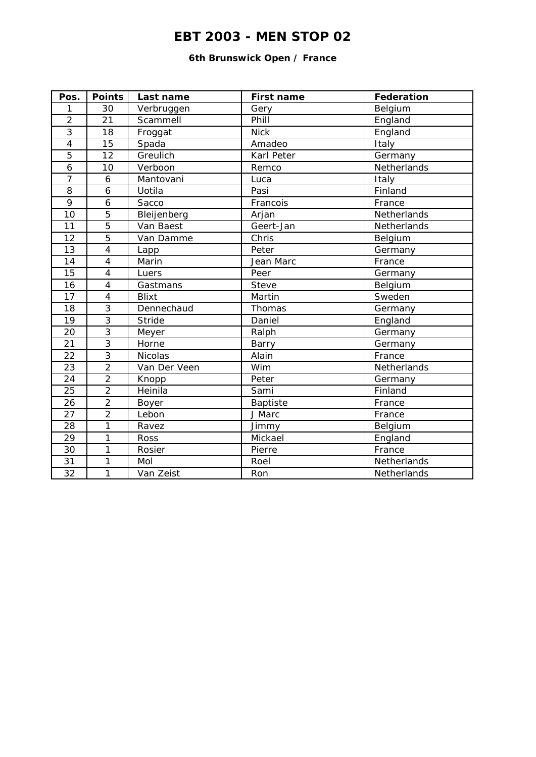# EBT 2003 - MEN STOP 02

### 6th Brunswick Open / France

| Pos. | Points | Last name | First name | Federation |
|---|---|---|---|---|
| 1 | 30 | Verbruggen | Gery | Belgium |
| 2 | 21 | Scammell | Phill | England |
| 3 | 18 | Froggat | Nick | England |
| 4 | 15 | Spada | Amadeo | Italy |
| 5 | 12 | Greulich | Karl Peter | Germany |
| 6 | 10 | Verboon | Remco | Netherlands |
| 7 | 6 | Mantovani | Luca | Italy |
| 8 | 6 | Uotila | Pasi | Finland |
| 9 | 6 | Sacco | Francois | France |
| 10 | 5 | Bleijenberg | Arjan | Netherlands |
| 11 | 5 | Van Baest | Geert-Jan | Netherlands |
| 12 | 5 | Van Damme | Chris | Belgium |
| 13 | 4 | Lapp | Peter | Germany |
| 14 | 4 | Marin | Jean Marc | France |
| 15 | 4 | Luers | Peer | Germany |
| 16 | 4 | Gastmans | Steve | Belgium |
| 17 | 4 | Blixt | Martin | Sweden |
| 18 | 3 | Dennechaud | Thomas | Germany |
| 19 | 3 | Stride | Daniel | England |
| 20 | 3 | Meyer | Ralph | Germany |
| 21 | 3 | Horne | Barry | Germany |
| 22 | 3 | Nicolas | Alain | France |
| 23 | 2 | Van Der Veen | Wim | Netherlands |
| 24 | 2 | Knopp | Peter | Germany |
| 25 | 2 | Heinila | Sami | Finland |
| 26 | 2 | Boyer | Baptiste | France |
| 27 | 2 | Lebon | J Marc | France |
| 28 | 1 | Ravez | Jimmy | Belgium |
| 29 | 1 | Ross | Mickael | England |
| 30 | 1 | Rosier | Pierre | France |
| 31 | 1 | Mol | Roel | Netherlands |
| 32 | 1 | Van Zeist | Ron | Netherlands |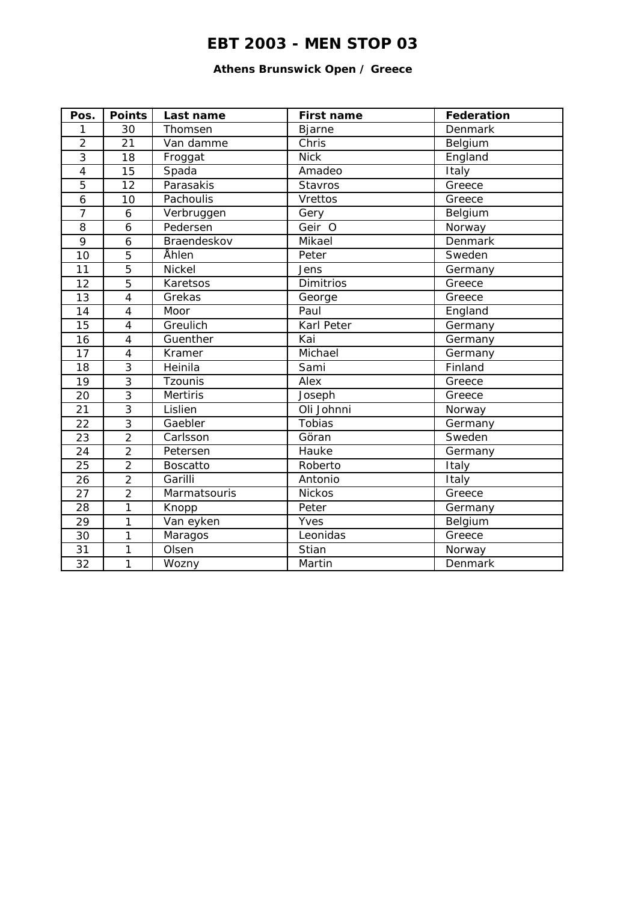# EBT 2003 - MEN STOP 03

**Athens Brunswick Open / Greece**

| Pos. | Points | Last name | First name | Federation |
|---|---|---|---|---|
| 1 | 30 | Thomsen | Bjarne | Denmark |
| 2 | 21 | Van damme | Chris | Belgium |
| 3 | 18 | Froggat | Nick | England |
| 4 | 15 | Spada | Amadeo | Italy |
| 5 | 12 | Parasakis | Stavros | Greece |
| 6 | 10 | Pachoulis | Vrettos | Greece |
| 7 | 6 | Verbruggen | Gery | Belgium |
| 8 | 6 | Pedersen | Geir O | Norway |
| 9 | 6 | Braendeskov | Mikael | Denmark |
| 10 | 5 | Åhlen | Peter | Sweden |
| 11 | 5 | Nickel | Jens | Germany |
| 12 | 5 | Karetsos | Dimitrios | Greece |
| 13 | 4 | Grekas | George | Greece |
| 14 | 4 | Moor | Paul | England |
| 15 | 4 | Greulich | Karl Peter | Germany |
| 16 | 4 | Guenther | Kai | Germany |
| 17 | 4 | Kramer | Michael | Germany |
| 18 | 3 | Heinila | Sami | Finland |
| 19 | 3 | Tzounis | Alex | Greece |
| 20 | 3 | Mertiris | Joseph | Greece |
| 21 | 3 | Lislien | Oli Johnni | Norway |
| 22 | 3 | Gaebler | Tobias | Germany |
| 23 | 2 | Carlsson | Göran | Sweden |
| 24 | 2 | Petersen | Hauke | Germany |
| 25 | 2 | Boscatto | Roberto | Italy |
| 26 | 2 | Garilli | Antonio | Italy |
| 27 | 2 | Marmatsouris | Nickos | Greece |
| 28 | 1 | Knopp | Peter | Germany |
| 29 | 1 | Van eyken | Yves | Belgium |
| 30 | 1 | Maragos | Leonidas | Greece |
| 31 | 1 | Olsen | Stian | Norway |
| 32 | 1 | Wozny | Martin | Denmark |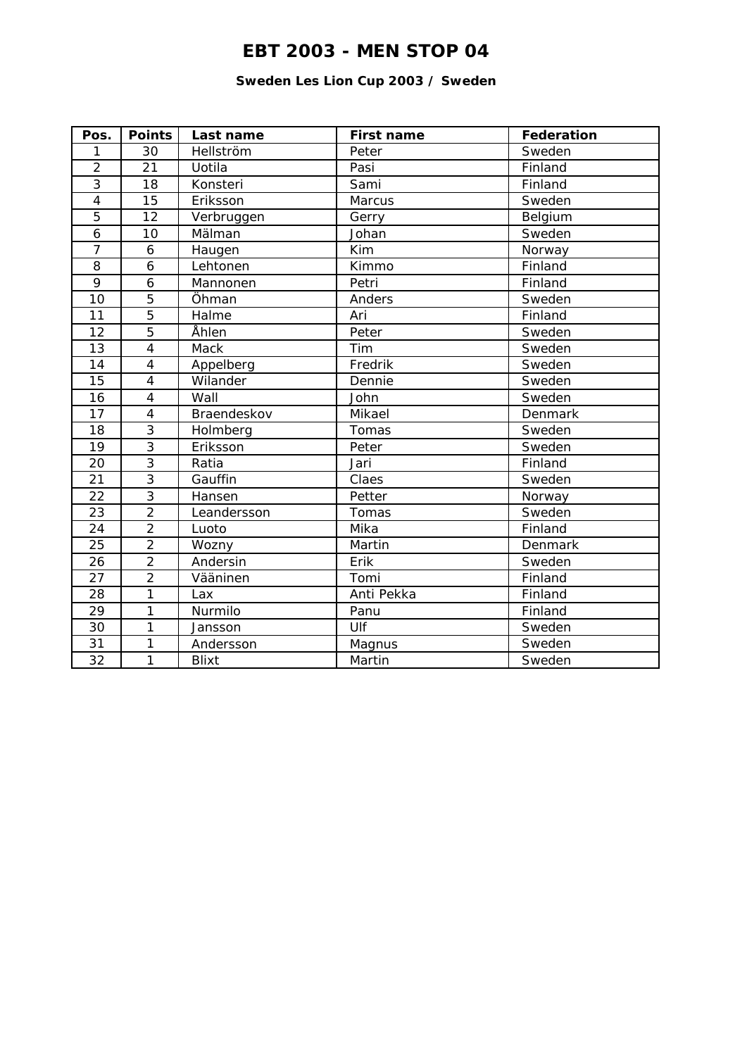# EBT 2003 - MEN STOP 04

**Sweden Les Lion Cup 2003 / Sweden**

| Pos. | Points | Last name | First name | Federation |
|---|---|---|---|---|
| 1 | 30 | Hellström | Peter | Sweden |
| 2 | 21 | Uotila | Pasi | Finland |
| 3 | 18 | Konsteri | Sami | Finland |
| 4 | 15 | Eriksson | Marcus | Sweden |
| 5 | 12 | Verbruggen | Gerry | Belgium |
| 6 | 10 | Mälman | Johan | Sweden |
| 7 | 6 | Haugen | Kim | Norway |
| 8 | 6 | Lehtonen | Kimmo | Finland |
| 9 | 6 | Mannonen | Petri | Finland |
| 10 | 5 | Öhman | Anders | Sweden |
| 11 | 5 | Halme | Ari | Finland |
| 12 | 5 | Åhlen | Peter | Sweden |
| 13 | 4 | Mack | Tim | Sweden |
| 14 | 4 | Appelberg | Fredrik | Sweden |
| 15 | 4 | Wilander | Dennie | Sweden |
| 16 | 4 | Wall | John | Sweden |
| 17 | 4 | Braendeskov | Mikael | Denmark |
| 18 | 3 | Holmberg | Tomas | Sweden |
| 19 | 3 | Eriksson | Peter | Sweden |
| 20 | 3 | Ratia | Jari | Finland |
| 21 | 3 | Gauffin | Claes | Sweden |
| 22 | 3 | Hansen | Petter | Norway |
| 23 | 2 | Leandersson | Tomas | Sweden |
| 24 | 2 | Luoto | Mika | Finland |
| 25 | 2 | Wozny | Martin | Denmark |
| 26 | 2 | Andersin | Erik | Sweden |
| 27 | 2 | Vääninen | Tomi | Finland |
| 28 | 1 | Lax | Anti Pekka | Finland |
| 29 | 1 | Nurmilo | Panu | Finland |
| 30 | 1 | Jansson | Ulf | Sweden |
| 31 | 1 | Andersson | Magnus | Sweden |
| 32 | 1 | Blixt | Martin | Sweden |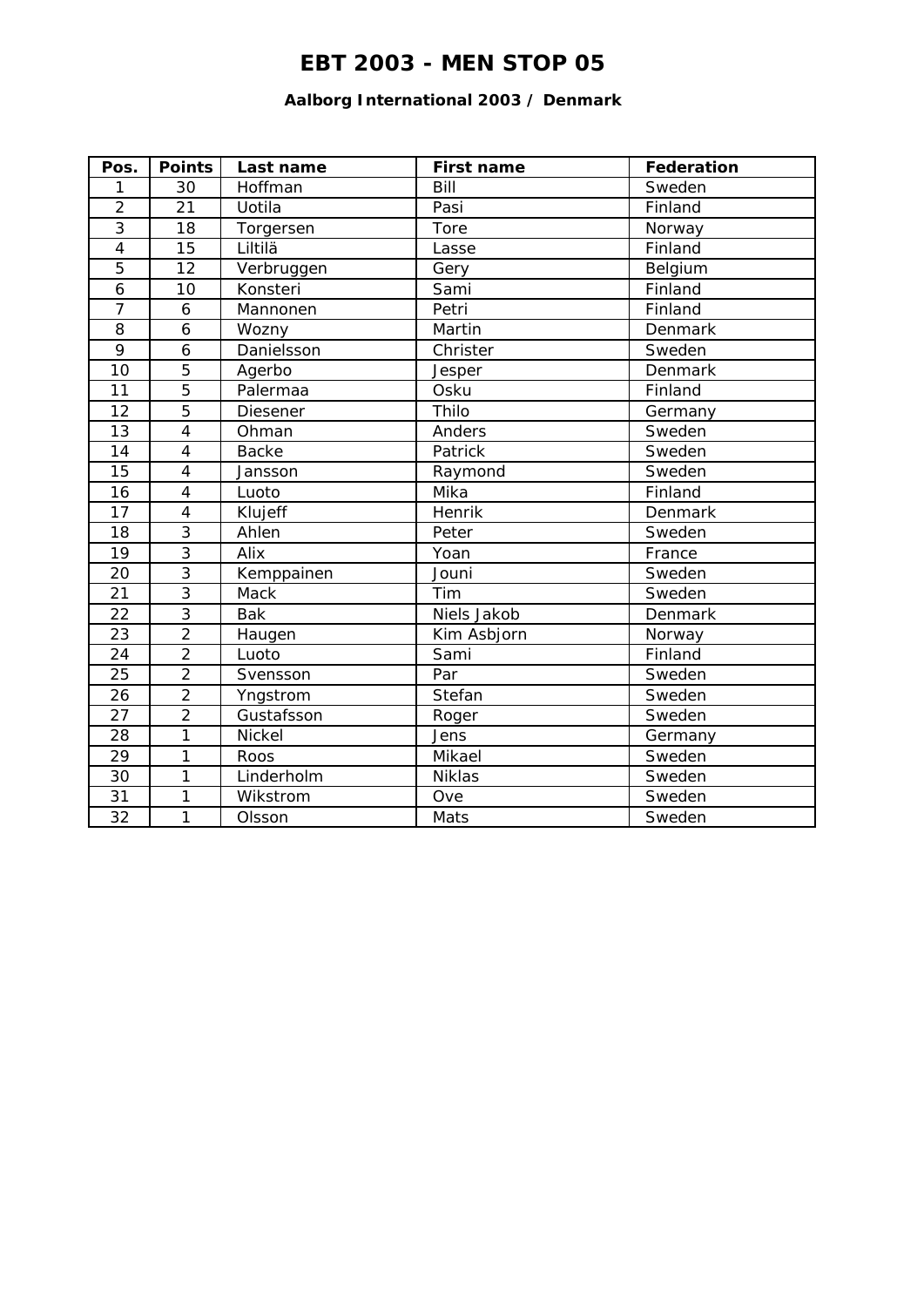# EBT 2003 - MEN STOP 05

### Aalborg International 2003 / Denmark

| Pos. | Points | Last name | First name | Federation |
|---|---|---|---|---|
| 1 | 30 | Hoffman | Bill | Sweden |
| 2 | 21 | Uotila | Pasi | Finland |
| 3 | 18 | Torgersen | Tore | Norway |
| 4 | 15 | Liltilä | Lasse | Finland |
| 5 | 12 | Verbruggen | Gery | Belgium |
| 6 | 10 | Konsteri | Sami | Finland |
| 7 | 6 | Mannonen | Petri | Finland |
| 8 | 6 | Wozny | Martin | Denmark |
| 9 | 6 | Danielsson | Christer | Sweden |
| 10 | 5 | Agerbo | Jesper | Denmark |
| 11 | 5 | Palermaa | Osku | Finland |
| 12 | 5 | Diesener | Thilo | Germany |
| 13 | 4 | Ohman | Anders | Sweden |
| 14 | 4 | Backe | Patrick | Sweden |
| 15 | 4 | Jansson | Raymond | Sweden |
| 16 | 4 | Luoto | Mika | Finland |
| 17 | 4 | Klujeff | Henrik | Denmark |
| 18 | 3 | Ahlen | Peter | Sweden |
| 19 | 3 | Alix | Yoan | France |
| 20 | 3 | Kemppainen | Jouni | Sweden |
| 21 | 3 | Mack | Tim | Sweden |
| 22 | 3 | Bak | Niels Jakob | Denmark |
| 23 | 2 | Haugen | Kim Asbjorn | Norway |
| 24 | 2 | Luoto | Sami | Finland |
| 25 | 2 | Svensson | Par | Sweden |
| 26 | 2 | Yngstrom | Stefan | Sweden |
| 27 | 2 | Gustafsson | Roger | Sweden |
| 28 | 1 | Nickel | Jens | Germany |
| 29 | 1 | Roos | Mikael | Sweden |
| 30 | 1 | Linderholm | Niklas | Sweden |
| 31 | 1 | Wikstrom | Ove | Sweden |
| 32 | 1 | Olsson | Mats | Sweden |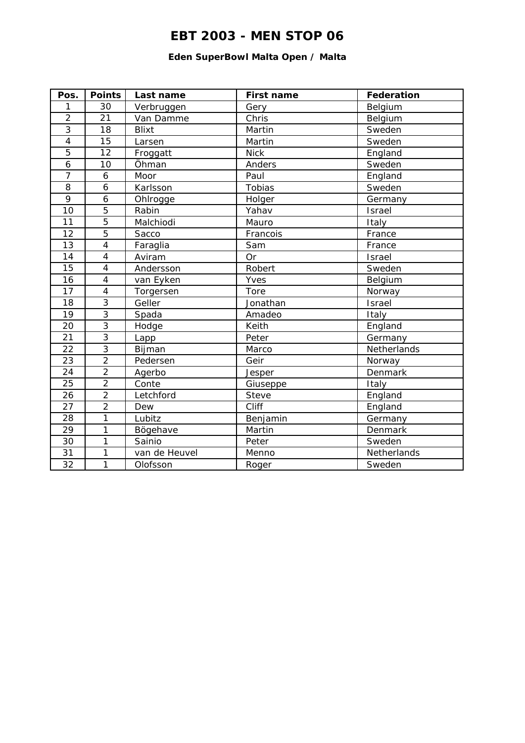# EBT 2003 - MEN STOP 06

**Eden SuperBowl Malta Open / Malta**

| Pos. | Points | Last name | First name | Federation |
|---|---|---|---|---|
| 1 | 30 | Verbruggen | Gery | Belgium |
| 2 | 21 | Van Damme | Chris | Belgium |
| 3 | 18 | Blixt | Martin | Sweden |
| 4 | 15 | Larsen | Martin | Sweden |
| 5 | 12 | Froggatt | Nick | England |
| 6 | 10 | Öhman | Anders | Sweden |
| 7 | 6 | Moor | Paul | England |
| 8 | 6 | Karlsson | Tobias | Sweden |
| 9 | 6 | Ohlrogge | Holger | Germany |
| 10 | 5 | Rabin | Yahav | Israel |
| 11 | 5 | Malchiodi | Mauro | Italy |
| 12 | 5 | Sacco | Francois | France |
| 13 | 4 | Faraglia | Sam | France |
| 14 | 4 | Aviram | Or | Israel |
| 15 | 4 | Andersson | Robert | Sweden |
| 16 | 4 | van Eyken | Yves | Belgium |
| 17 | 4 | Torgersen | Tore | Norway |
| 18 | 3 | Geller | Jonathan | Israel |
| 19 | 3 | Spada | Amadeo | Italy |
| 20 | 3 | Hodge | Keith | England |
| 21 | 3 | Lapp | Peter | Germany |
| 22 | 3 | Bijman | Marco | Netherlands |
| 23 | 2 | Pedersen | Geir | Norway |
| 24 | 2 | Agerbo | Jesper | Denmark |
| 25 | 2 | Conte | Giuseppe | Italy |
| 26 | 2 | Letchford | Steve | England |
| 27 | 2 | Dew | Cliff | England |
| 28 | 1 | Lubitz | Benjamin | Germany |
| 29 | 1 | Bögehave | Martin | Denmark |
| 30 | 1 | Sainio | Peter | Sweden |
| 31 | 1 | van de Heuvel | Menno | Netherlands |
| 32 | 1 | Olofsson | Roger | Sweden |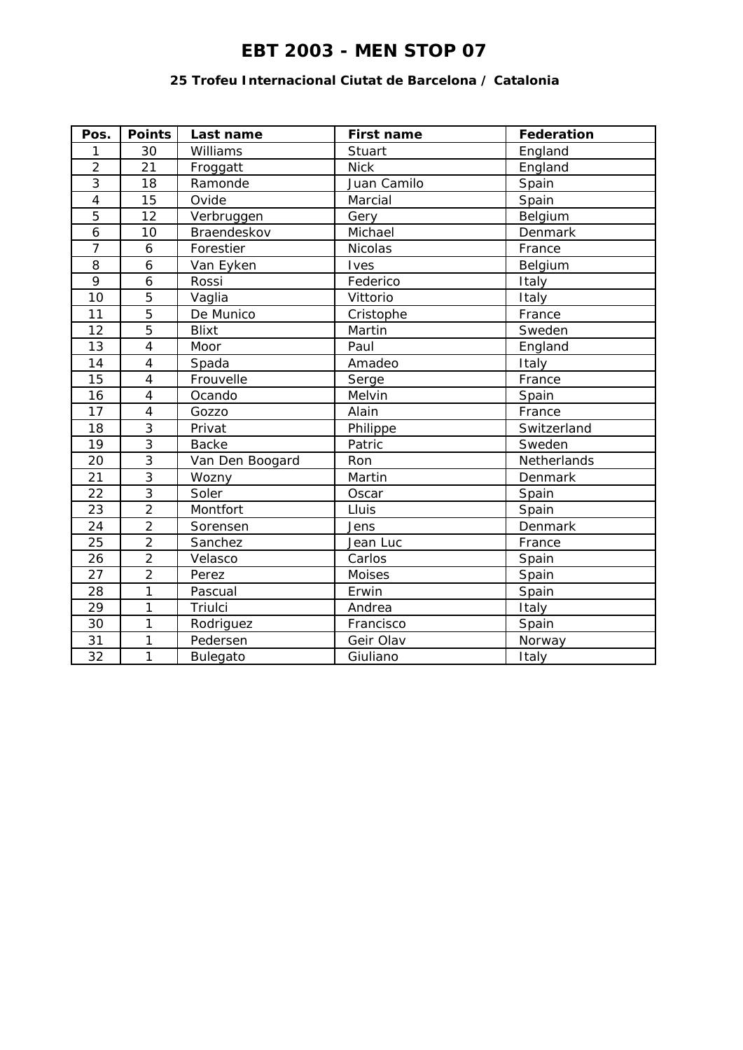# EBT 2003 - MEN STOP 07

### 25 Trofeu Internacional Ciutat de Barcelona / Catalonia

| Pos. | Points | Last name | First name | Federation |
|---|---|---|---|---|
| 1 | 30 | Williams | Stuart | England |
| 2 | 21 | Froggatt | Nick | England |
| 3 | 18 | Ramonde | Juan Camilo | Spain |
| 4 | 15 | Ovide | Marcial | Spain |
| 5 | 12 | Verbruggen | Gery | Belgium |
| 6 | 10 | Braendeskov | Michael | Denmark |
| 7 | 6 | Forestier | Nicolas | France |
| 8 | 6 | Van Eyken | Ives | Belgium |
| 9 | 6 | Rossi | Federico | Italy |
| 10 | 5 | Vaglia | Vittorio | Italy |
| 11 | 5 | De Munico | Cristophe | France |
| 12 | 5 | Blixt | Martin | Sweden |
| 13 | 4 | Moor | Paul | England |
| 14 | 4 | Spada | Amadeo | Italy |
| 15 | 4 | Frouvelle | Serge | France |
| 16 | 4 | Ocando | Melvin | Spain |
| 17 | 4 | Gozzo | Alain | France |
| 18 | 3 | Privat | Philippe | Switzerland |
| 19 | 3 | Backe | Patric | Sweden |
| 20 | 3 | Van Den Boogard | Ron | Netherlands |
| 21 | 3 | Wozny | Martin | Denmark |
| 22 | 3 | Soler | Oscar | Spain |
| 23 | 2 | Montfort | Lluis | Spain |
| 24 | 2 | Sorensen | Jens | Denmark |
| 25 | 2 | Sanchez | Jean Luc | France |
| 26 | 2 | Velasco | Carlos | Spain |
| 27 | 2 | Perez | Moises | Spain |
| 28 | 1 | Pascual | Erwin | Spain |
| 29 | 1 | Triulci | Andrea | Italy |
| 30 | 1 | Rodriguez | Francisco | Spain |
| 31 | 1 | Pedersen | Geir Olav | Norway |
| 32 | 1 | Bulegato | Giuliano | Italy |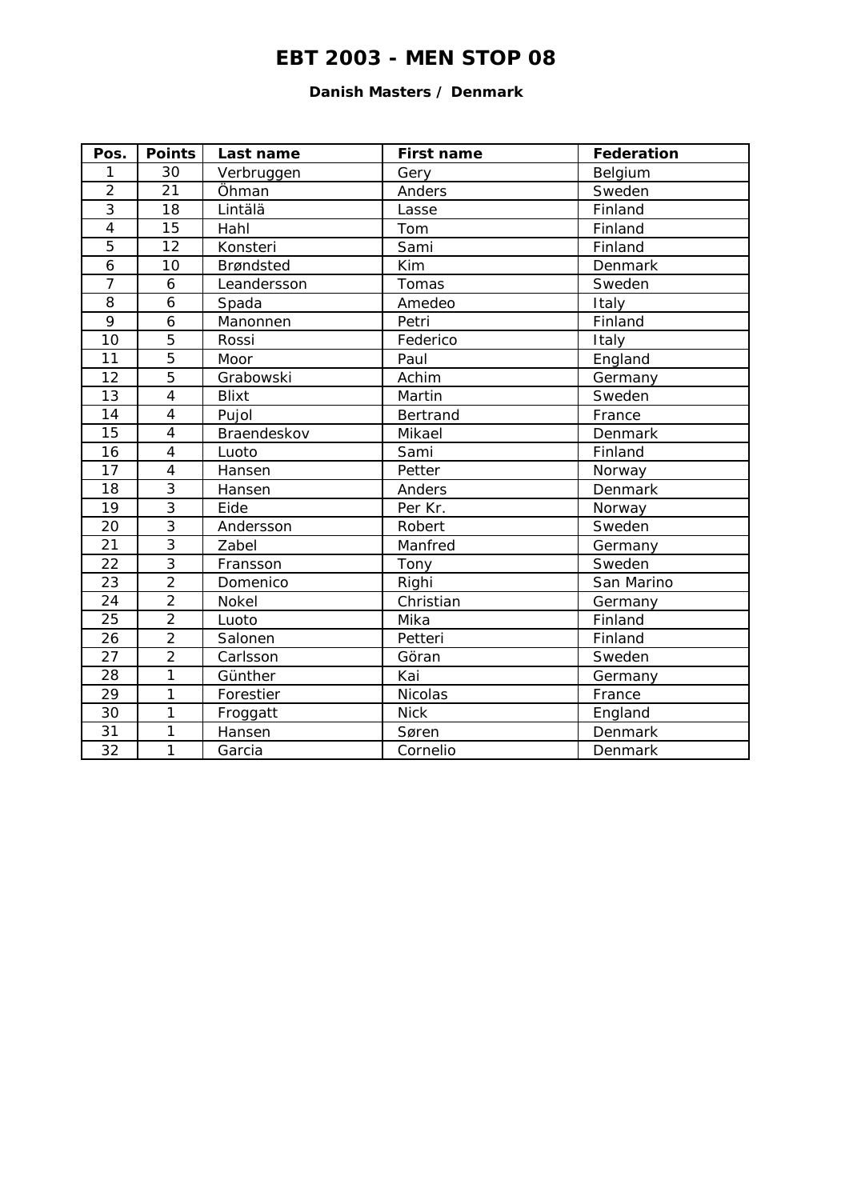# EBT 2003 - MEN STOP 08

**Danish Masters / Denmark**

| Pos. | Points | Last name | First name | Federation |
|---|---|---|---|---|
| 1 | 30 | Verbruggen | Gery | Belgium |
| 2 | 21 | Öhman | Anders | Sweden |
| 3 | 18 | Lintälä | Lasse | Finland |
| 4 | 15 | Hahl | Tom | Finland |
| 5 | 12 | Konsteri | Sami | Finland |
| 6 | 10 | Brøndsted | Kim | Denmark |
| 7 | 6 | Leandersson | Tomas | Sweden |
| 8 | 6 | Spada | Amedeo | Italy |
| 9 | 6 | Manonnen | Petri | Finland |
| 10 | 5 | Rossi | Federico | Italy |
| 11 | 5 | Moor | Paul | England |
| 12 | 5 | Grabowski | Achim | Germany |
| 13 | 4 | Blixt | Martin | Sweden |
| 14 | 4 | Pujol | Bertrand | France |
| 15 | 4 | Braendeskov | Mikael | Denmark |
| 16 | 4 | Luoto | Sami | Finland |
| 17 | 4 | Hansen | Petter | Norway |
| 18 | 3 | Hansen | Anders | Denmark |
| 19 | 3 | Eide | Per Kr. | Norway |
| 20 | 3 | Andersson | Robert | Sweden |
| 21 | 3 | Zabel | Manfred | Germany |
| 22 | 3 | Fransson | Tony | Sweden |
| 23 | 2 | Domenico | Righi | San Marino |
| 24 | 2 | Nokel | Christian | Germany |
| 25 | 2 | Luoto | Mika | Finland |
| 26 | 2 | Salonen | Petteri | Finland |
| 27 | 2 | Carlsson | Göran | Sweden |
| 28 | 1 | Günther | Kai | Germany |
| 29 | 1 | Forestier | Nicolas | France |
| 30 | 1 | Froggatt | Nick | England |
| 31 | 1 | Hansen | Søren | Denmark |
| 32 | 1 | Garcia | Cornelio | Denmark |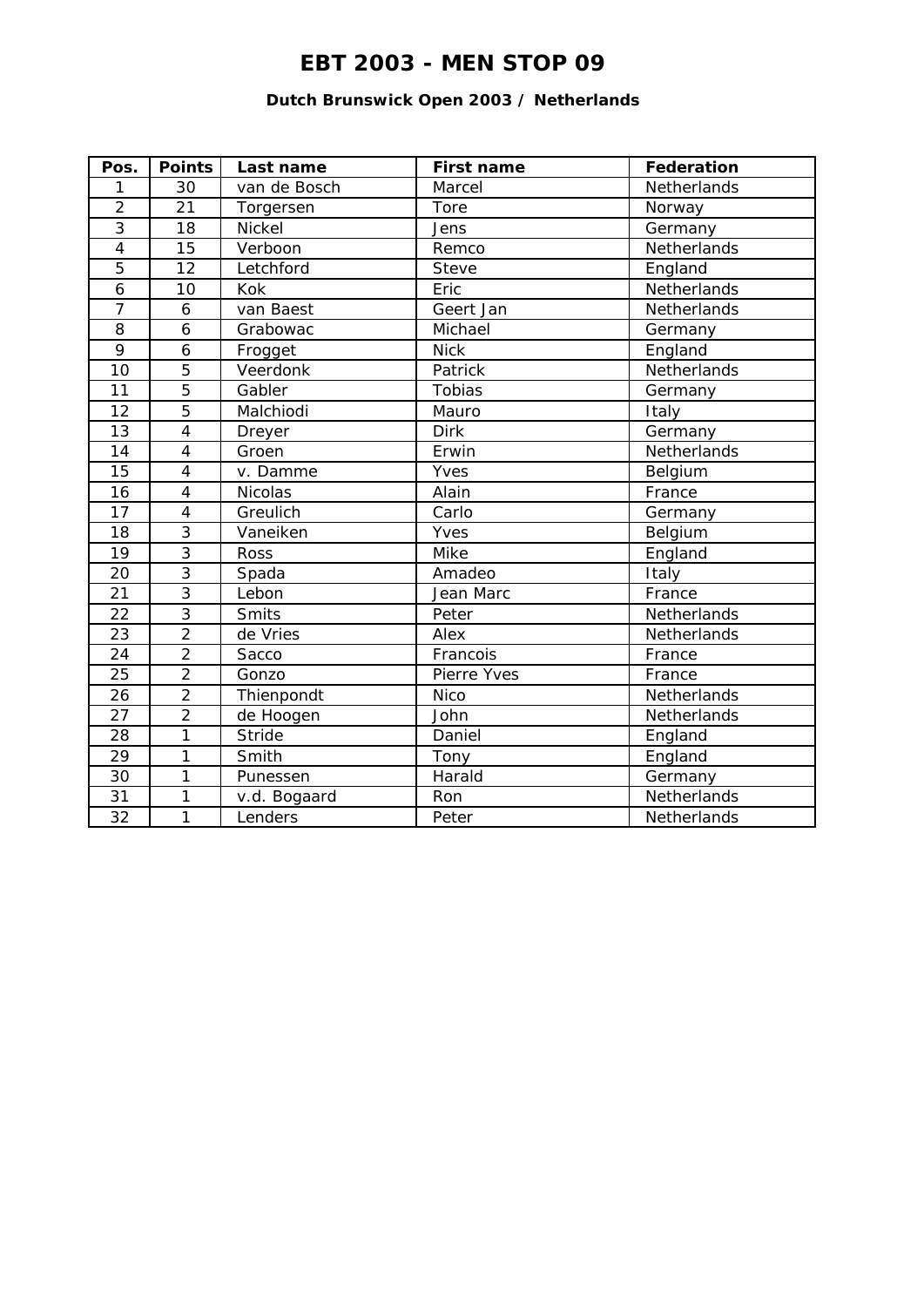# EBT 2003 - MEN STOP 09

### Dutch Brunswick Open 2003 / Netherlands

| Pos. | Points | Last name | First name | Federation |
|---|---|---|---|---|
| 1 | 30 | van de Bosch | Marcel | Netherlands |
| 2 | 21 | Torgersen | Tore | Norway |
| 3 | 18 | Nickel | Jens | Germany |
| 4 | 15 | Verboon | Remco | Netherlands |
| 5 | 12 | Letchford | Steve | England |
| 6 | 10 | Kok | Eric | Netherlands |
| 7 | 6 | van Baest | Geert Jan | Netherlands |
| 8 | 6 | Grabowac | Michael | Germany |
| 9 | 6 | Frogget | Nick | England |
| 10 | 5 | Veerdonk | Patrick | Netherlands |
| 11 | 5 | Gabler | Tobias | Germany |
| 12 | 5 | Malchiodi | Mauro | Italy |
| 13 | 4 | Dreyer | Dirk | Germany |
| 14 | 4 | Groen | Erwin | Netherlands |
| 15 | 4 | v. Damme | Yves | Belgium |
| 16 | 4 | Nicolas | Alain | France |
| 17 | 4 | Greulich | Carlo | Germany |
| 18 | 3 | Vaneiken | Yves | Belgium |
| 19 | 3 | Ross | Mike | England |
| 20 | 3 | Spada | Amadeo | Italy |
| 21 | 3 | Lebon | Jean Marc | France |
| 22 | 3 | Smits | Peter | Netherlands |
| 23 | 2 | de Vries | Alex | Netherlands |
| 24 | 2 | Sacco | Francois | France |
| 25 | 2 | Gonzo | Pierre Yves | France |
| 26 | 2 | Thienpondt | Nico | Netherlands |
| 27 | 2 | de Hoogen | John | Netherlands |
| 28 | 1 | Stride | Daniel | England |
| 29 | 1 | Smith | Tony | England |
| 30 | 1 | Punessen | Harald | Germany |
| 31 | 1 | v.d. Bogaard | Ron | Netherlands |
| 32 | 1 | Lenders | Peter | Netherlands |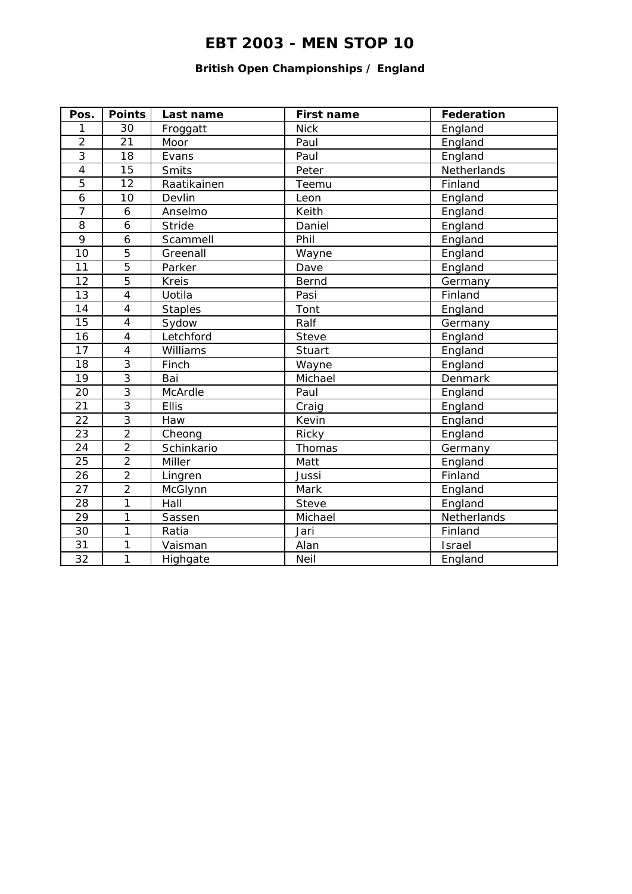# EBT 2003 - MEN STOP 10

### British Open Championships / England

| Pos. | Points | Last name | First name | Federation |
|---|---|---|---|---|
| 1 | 30 | Froggatt | Nick | England |
| 2 | 21 | Moor | Paul | England |
| 3 | 18 | Evans | Paul | England |
| 4 | 15 | Smits | Peter | Netherlands |
| 5 | 12 | Raatikainen | Teemu | Finland |
| 6 | 10 | Devlin | Leon | England |
| 7 | 6 | Anselmo | Keith | England |
| 8 | 6 | Stride | Daniel | England |
| 9 | 6 | Scammell | Phil | England |
| 10 | 5 | Greenall | Wayne | England |
| 11 | 5 | Parker | Dave | England |
| 12 | 5 | Kreis | Bernd | Germany |
| 13 | 4 | Uotila | Pasi | Finland |
| 14 | 4 | Staples | Tont | England |
| 15 | 4 | Sydow | Ralf | Germany |
| 16 | 4 | Letchford | Steve | England |
| 17 | 4 | Williams | Stuart | England |
| 18 | 3 | Finch | Wayne | England |
| 19 | 3 | Bai | Michael | Denmark |
| 20 | 3 | McArdle | Paul | England |
| 21 | 3 | Ellis | Craig | England |
| 22 | 3 | Haw | Kevin | England |
| 23 | 2 | Cheong | Ricky | England |
| 24 | 2 | Schinkario | Thomas | Germany |
| 25 | 2 | Miller | Matt | England |
| 26 | 2 | Lingren | Jussi | Finland |
| 27 | 2 | McGlynn | Mark | England |
| 28 | 1 | Hall | Steve | England |
| 29 | 1 | Sassen | Michael | Netherlands |
| 30 | 1 | Ratia | Jari | Finland |
| 31 | 1 | Vaisman | Alan | Israel |
| 32 | 1 | Highgate | Neil | England |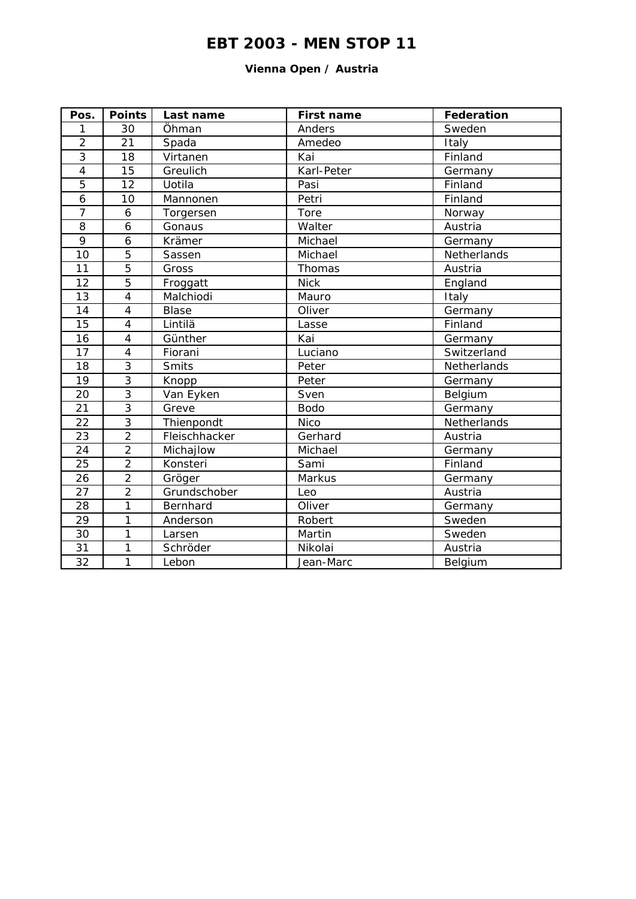# EBT 2003 - MEN STOP 11

### Vienna Open / Austria

| Pos. | Points | Last name | First name | Federation |
|---|---|---|---|---|
| 1 | 30 | Öhman | Anders | Sweden |
| 2 | 21 | Spada | Amedeo | Italy |
| 3 | 18 | Virtanen | Kai | Finland |
| 4 | 15 | Greulich | Karl-Peter | Germany |
| 5 | 12 | Uotila | Pasi | Finland |
| 6 | 10 | Mannonen | Petri | Finland |
| 7 | 6 | Torgersen | Tore | Norway |
| 8 | 6 | Gonaus | Walter | Austria |
| 9 | 6 | Krämer | Michael | Germany |
| 10 | 5 | Sassen | Michael | Netherlands |
| 11 | 5 | Gross | Thomas | Austria |
| 12 | 5 | Froggatt | Nick | England |
| 13 | 4 | Malchiodi | Mauro | Italy |
| 14 | 4 | Blase | Oliver | Germany |
| 15 | 4 | Lintilä | Lasse | Finland |
| 16 | 4 | Günther | Kai | Germany |
| 17 | 4 | Fiorani | Luciano | Switzerland |
| 18 | 3 | Smits | Peter | Netherlands |
| 19 | 3 | Knopp | Peter | Germany |
| 20 | 3 | Van Eyken | Sven | Belgium |
| 21 | 3 | Greve | Bodo | Germany |
| 22 | 3 | Thienpondt | Nico | Netherlands |
| 23 | 2 | Fleischhacker | Gerhard | Austria |
| 24 | 2 | Michajlow | Michael | Germany |
| 25 | 2 | Konsteri | Sami | Finland |
| 26 | 2 | Gröger | Markus | Germany |
| 27 | 2 | Grundschober | Leo | Austria |
| 28 | 1 | Bernhard | Oliver | Germany |
| 29 | 1 | Anderson | Robert | Sweden |
| 30 | 1 | Larsen | Martin | Sweden |
| 31 | 1 | Schröder | Nikolai | Austria |
| 32 | 1 | Lebon | Jean-Marc | Belgium |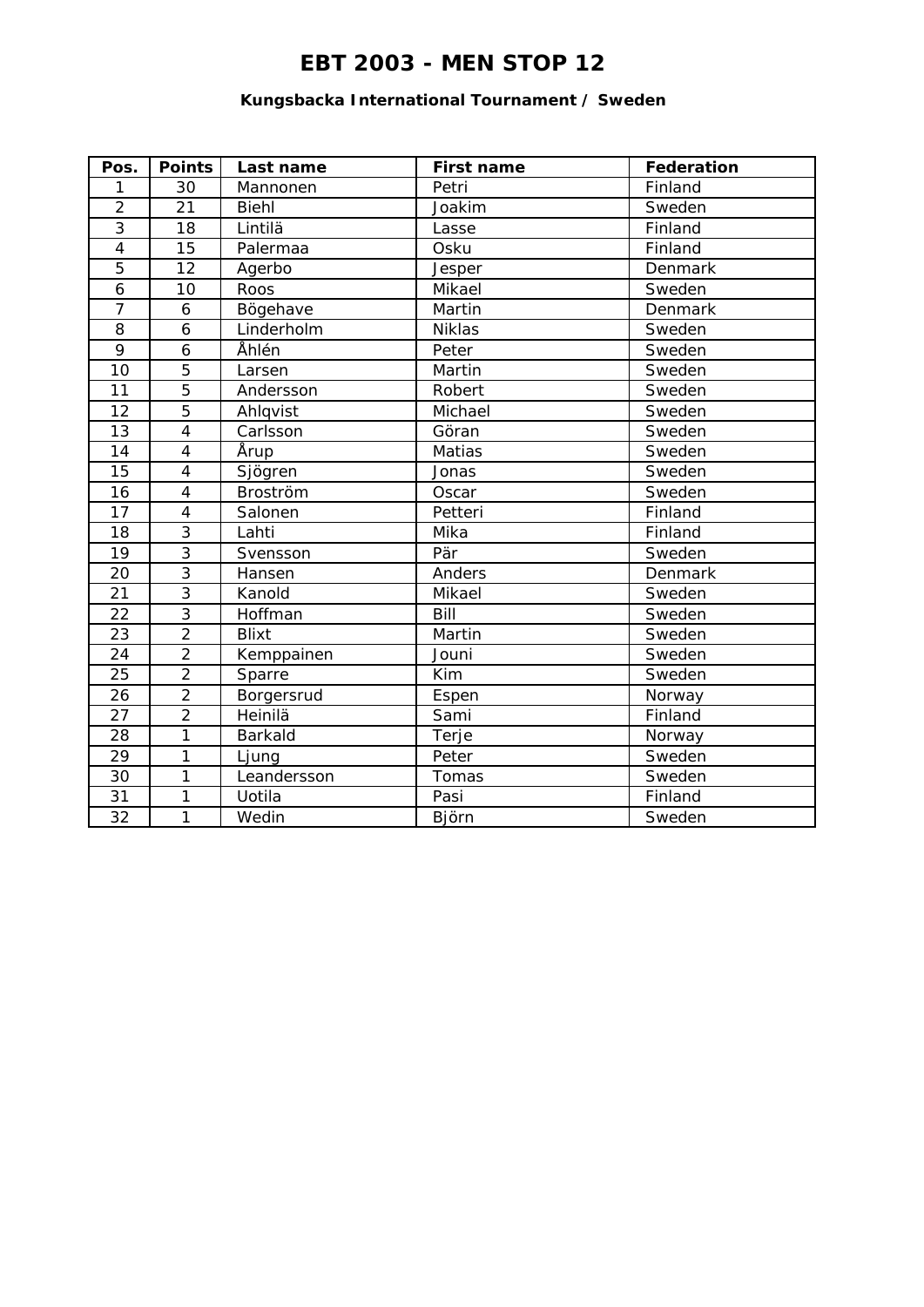# EBT 2003 - MEN STOP 12

**Kungsbacka International Tournament / Sweden**

| Pos. | Points | Last name | First name | Federation |
|---|---|---|---|---|
| 1 | 30 | Mannonen | Petri | Finland |
| 2 | 21 | Biehl | Joakim | Sweden |
| 3 | 18 | Lintilä | Lasse | Finland |
| 4 | 15 | Palermaa | Osku | Finland |
| 5 | 12 | Agerbo | Jesper | Denmark |
| 6 | 10 | Roos | Mikael | Sweden |
| 7 | 6 | Bögehave | Martin | Denmark |
| 8 | 6 | Linderholm | Niklas | Sweden |
| 9 | 6 | Åhlén | Peter | Sweden |
| 10 | 5 | Larsen | Martin | Sweden |
| 11 | 5 | Andersson | Robert | Sweden |
| 12 | 5 | Ahlqvist | Michael | Sweden |
| 13 | 4 | Carlsson | Göran | Sweden |
| 14 | 4 | Årup | Matias | Sweden |
| 15 | 4 | Sjögren | Jonas | Sweden |
| 16 | 4 | Broström | Oscar | Sweden |
| 17 | 4 | Salonen | Petteri | Finland |
| 18 | 3 | Lahti | Mika | Finland |
| 19 | 3 | Svensson | Pär | Sweden |
| 20 | 3 | Hansen | Anders | Denmark |
| 21 | 3 | Kanold | Mikael | Sweden |
| 22 | 3 | Hoffman | Bill | Sweden |
| 23 | 2 | Blixt | Martin | Sweden |
| 24 | 2 | Kemppainen | Jouni | Sweden |
| 25 | 2 | Sparre | Kim | Sweden |
| 26 | 2 | Borgersrud | Espen | Norway |
| 27 | 2 | Heinilä | Sami | Finland |
| 28 | 1 | Barkald | Terje | Norway |
| 29 | 1 | Ljung | Peter | Sweden |
| 30 | 1 | Leandersson | Tomas | Sweden |
| 31 | 1 | Uotila | Pasi | Finland |
| 32 | 1 | Wedin | Björn | Sweden |